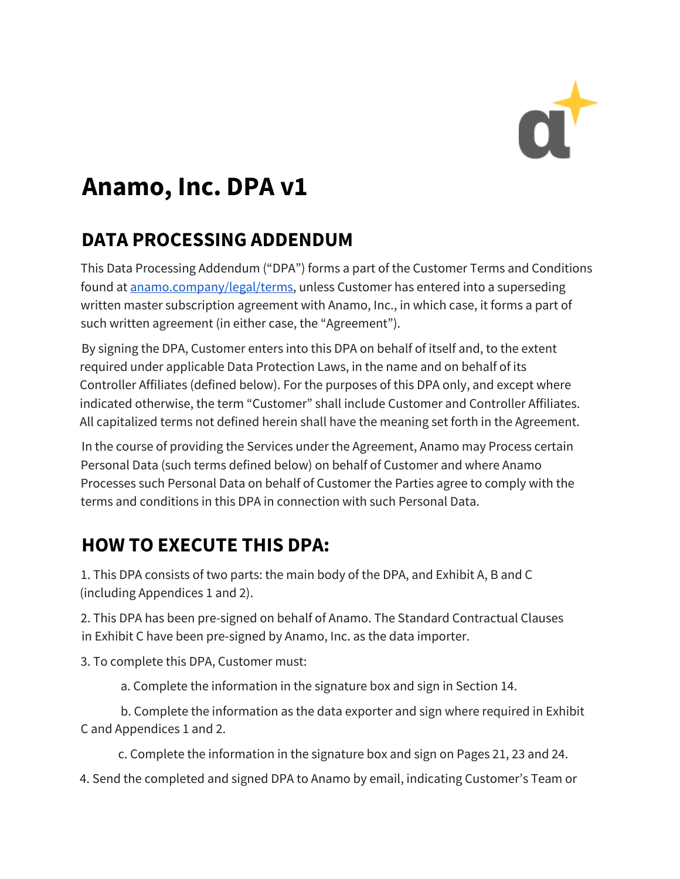# Anamo, Inc. DPA v1

## DATA PROCESSING ADDENDUM

This Data Processing Addendum ("DPA") forms a part of the Customer Terms and Conditions found at [anamo.company/legal/terms](anamo.company/legal/terms), unless Customer has entered into a superseding written master subscription agreement with Anamo, Inc., in which case, it forms a part of such written agreement (in either case, the "Agreement").

By signing the DPA, Customer enters into this DPA on behalf of itself and, to the extent required under applicable Data Protection Laws, in the name and on behalf of its Controller Affiliates (defined below). For the purposes of this DPA only, and except where indicated otherwise, the term "Customer" shall include Customer and Controller Affiliates. All capitalized terms not defined herein shall have the meaning set forth in the Agreement.

In the course of providing the Services under the Agreement, Anamo may Process certain Personal Data (such terms defined below) on behalf of Customer and where Anamo Processes such Personal Data on behalf of Customer the Parties agree to comply with the terms and conditions in this DPA in connection with such Personal Data.

## HOW TO EXECUTE THIS DPA:

1. This DPA consists of two parts: the main body of the DPA, and Exhibit A, B and C (including Appendices 1 and 2).

2. This DPA has been pre-signed on behalf of Anamo. The Standard Contractual Clauses in Exhibit C have been pre-signed by Anamo, Inc. as the data importer.

3. To complete this DPA, Customer must:

   a. Complete the information in the signature box and sign in Section 14.

   b. Complete the information as the data exporter and sign where required in Exhibit C and Appendices 1 and 2.

   c. Complete the information in the signature box and sign on Pages 21, 23 and 24.

4. Send the completed and signed DPA to Anamo by email, indicating Customer's Team or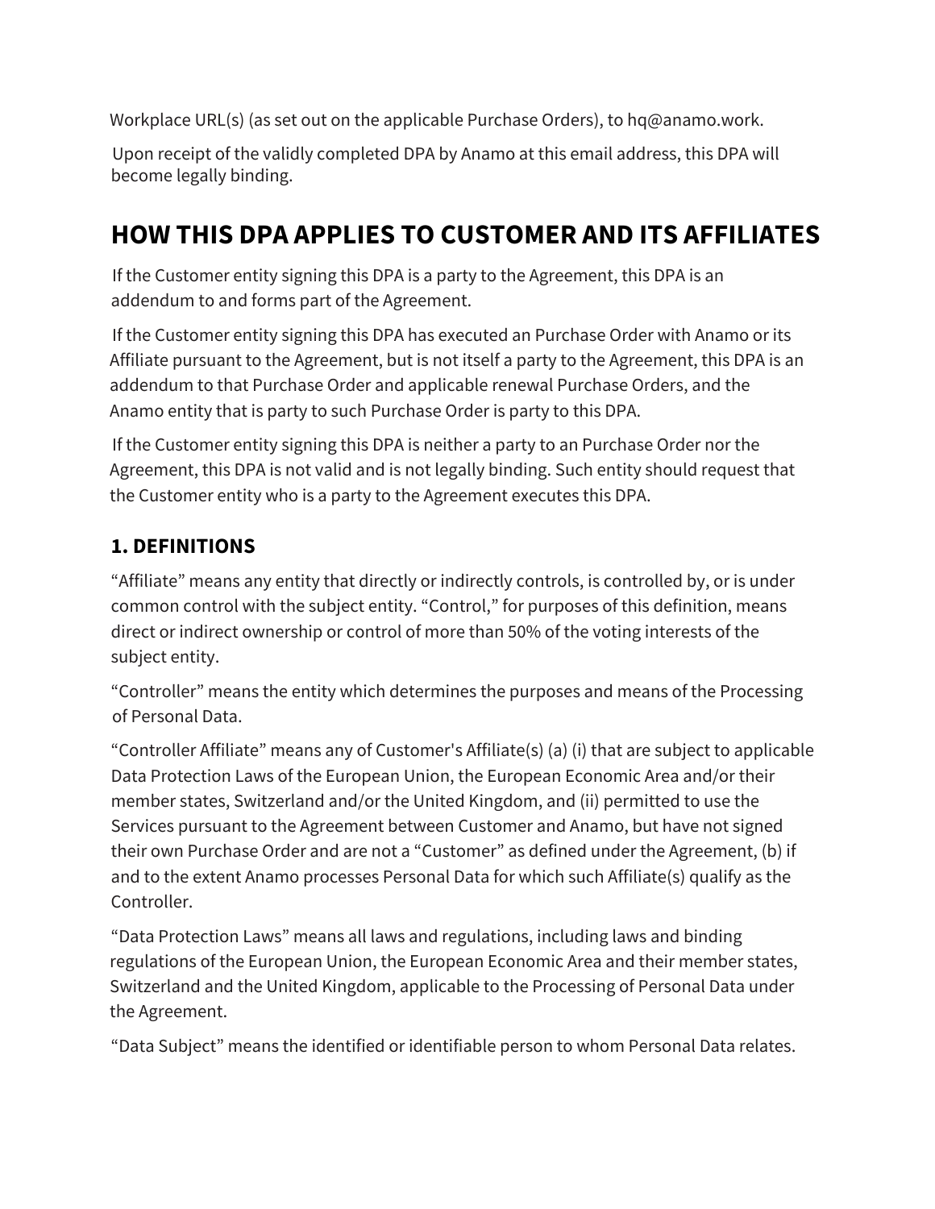Workplace URL(s) (as set out on the applicable Purchase Orders), to hq@anamo.work.

Upon receipt of the validly completed DPA by Anamo at this email address, this DPA will become legally binding.

# HOW THIS DPA APPLIES TO CUSTOMER AND ITS AFFILIATES

If the Customer entity signing this DPA is a party to the Agreement, this DPA is an addendum to and forms part of the Agreement.

If the Customer entity signing this DPA has executed an Purchase Order with Anamo or its Affiliate pursuant to the Agreement, but is not itself a party to the Agreement, this DPA is an addendum to that Purchase Order and applicable renewal Purchase Orders, and the Anamo entity that is party to such Purchase Order is party to this DPA.

If the Customer entity signing this DPA is neither a party to an Purchase Order nor the Agreement, this DPA is not valid and is not legally binding. Such entity should request that the Customer entity who is a party to the Agreement executes this DPA.

## 1. DEFINITIONS

“Affiliate” means any entity that directly or indirectly controls, is controlled by, or is under common control with the subject entity. “Control,” for purposes of this definition, means direct or indirect ownership or control of more than 50% of the voting interests of the subject entity.

“Controller” means the entity which determines the purposes and means of the Processing of Personal Data.

“Controller Affiliate” means any of Customer's Affiliate(s) (a) (i) that are subject to applicable Data Protection Laws of the European Union, the European Economic Area and/or their member states, Switzerland and/or the United Kingdom, and (ii) permitted to use the Services pursuant to the Agreement between Customer and Anamo, but have not signed their own Purchase Order and are not a “Customer” as defined under the Agreement, (b) if and to the extent Anamo processes Personal Data for which such Affiliate(s) qualify as the Controller.

“Data Protection Laws” means all laws and regulations, including laws and binding regulations of the European Union, the European Economic Area and their member states, Switzerland and the United Kingdom, applicable to the Processing of Personal Data under the Agreement.

“Data Subject” means the identified or identifiable person to whom Personal Data relates.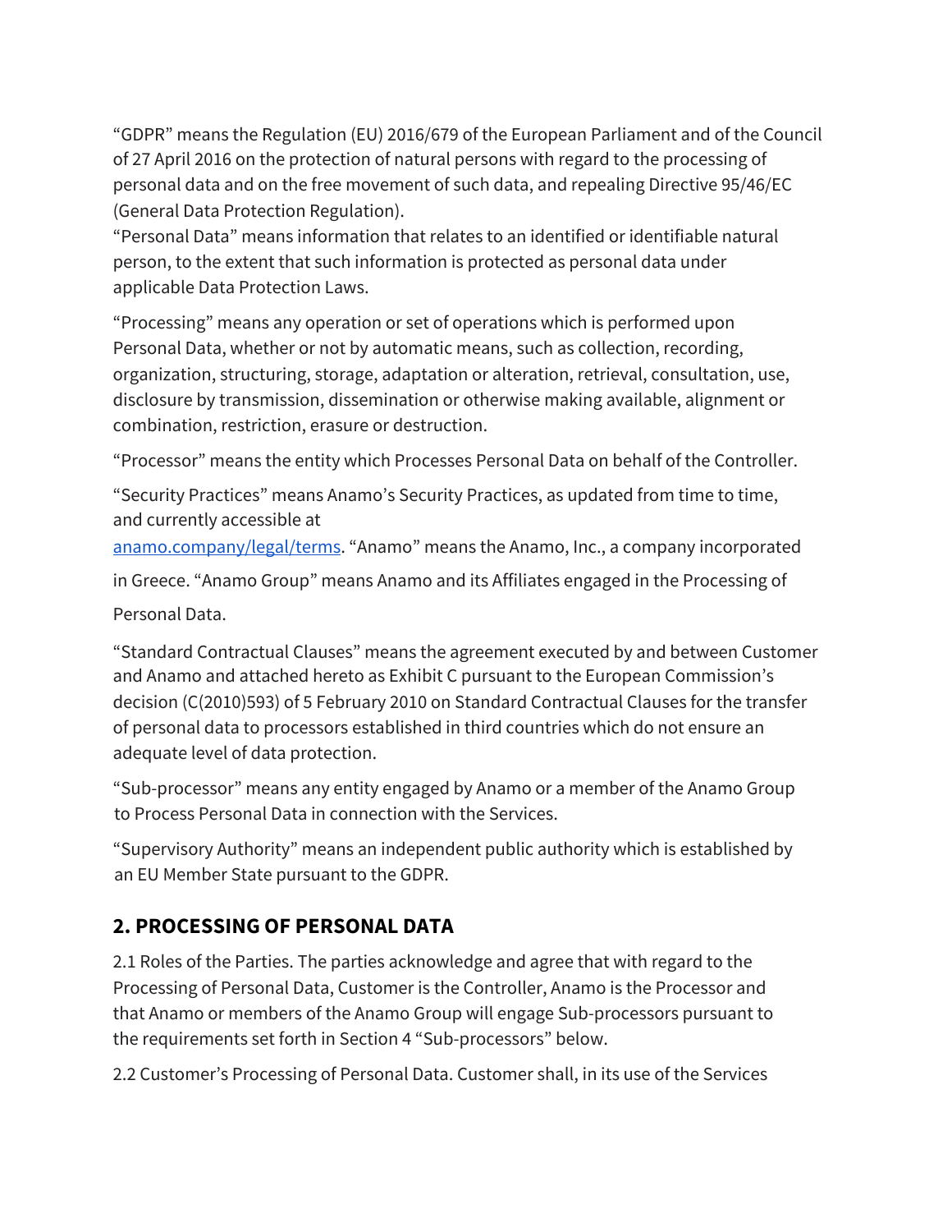“GDPR” means the Regulation (EU) 2016/679 of the European Parliament and of the Council of 27 April 2016 on the protection of natural persons with regard to the processing of personal data and on the free movement of such data, and repealing Directive 95/46/EC (General Data Protection Regulation).

“Personal Data” means information that relates to an identified or identifiable natural person, to the extent that such information is protected as personal data under applicable Data Protection Laws.

“Processing” means any operation or set of operations which is performed upon Personal Data, whether or not by automatic means, such as collection, recording, organization, structuring, storage, adaptation or alteration, retrieval, consultation, use, disclosure by transmission, dissemination or otherwise making available, alignment or combination, restriction, erasure or destruction.

“Processor” means the entity which Processes Personal Data on behalf of the Controller.

“Security Practices” means Anamo’s Security Practices, as updated from time to time, and currently accessible at [anamo.company/legal/terms](anamo.company/legal/terms). “Anamo” means the Anamo, Inc., a company incorporated in Greece. “Anamo Group” means Anamo and its Affiliates engaged in the Processing of Personal Data.

“Standard Contractual Clauses” means the agreement executed by and between Customer and Anamo and attached hereto as Exhibit C pursuant to the European Commission’s decision (C(2010)593) of 5 February 2010 on Standard Contractual Clauses for the transfer of personal data to processors established in third countries which do not ensure an adequate level of data protection.

“Sub-processor” means any entity engaged by Anamo or a member of the Anamo Group to Process Personal Data in connection with the Services.

“Supervisory Authority” means an independent public authority which is established by an EU Member State pursuant to the GDPR.

## 2. PROCESSING OF PERSONAL DATA

2.1 Roles of the Parties. The parties acknowledge and agree that with regard to the Processing of Personal Data, Customer is the Controller, Anamo is the Processor and that Anamo or members of the Anamo Group will engage Sub-processors pursuant to the requirements set forth in Section 4 “Sub-processors” below.

2.2 Customer’s Processing of Personal Data. Customer shall, in its use of the Services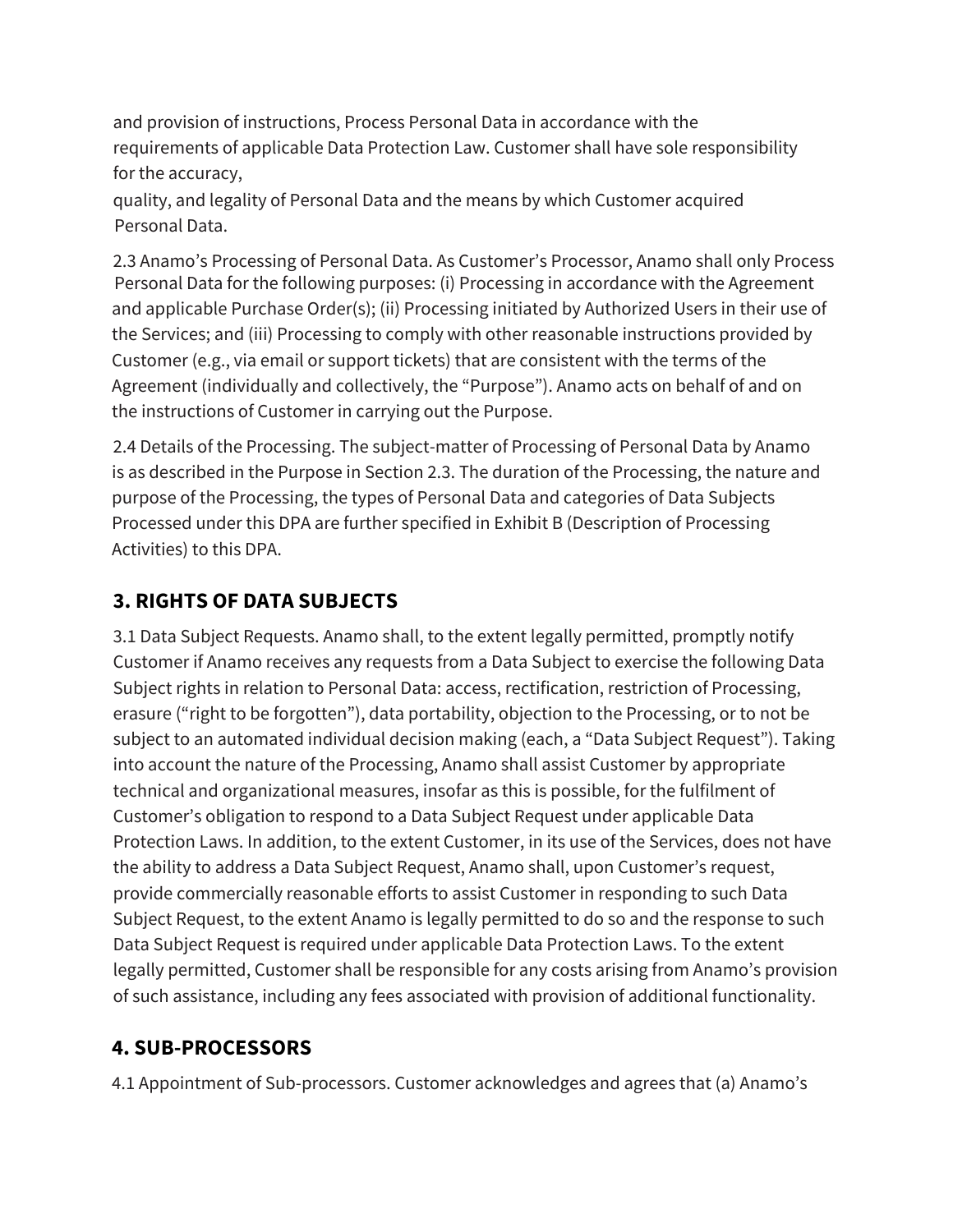and provision of instructions, Process Personal Data in accordance with the requirements of applicable Data Protection Law. Customer shall have sole responsibility for the accuracy, quality, and legality of Personal Data and the means by which Customer acquired Personal Data.

2.3 Anamo's Processing of Personal Data. As Customer's Processor, Anamo shall only Process Personal Data for the following purposes: (i) Processing in accordance with the Agreement and applicable Purchase Order(s); (ii) Processing initiated by Authorized Users in their use of the Services; and (iii) Processing to comply with other reasonable instructions provided by Customer (e.g., via email or support tickets) that are consistent with the terms of the Agreement (individually and collectively, the "Purpose"). Anamo acts on behalf of and on the instructions of Customer in carrying out the Purpose.

2.4 Details of the Processing. The subject-matter of Processing of Personal Data by Anamo is as described in the Purpose in Section 2.3. The duration of the Processing, the nature and purpose of the Processing, the types of Personal Data and categories of Data Subjects Processed under this DPA are further specified in Exhibit B (Description of Processing Activities) to this DPA.

## 3. RIGHTS OF DATA SUBJECTS

3.1 Data Subject Requests. Anamo shall, to the extent legally permitted, promptly notify Customer if Anamo receives any requests from a Data Subject to exercise the following Data Subject rights in relation to Personal Data: access, rectification, restriction of Processing, erasure ("right to be forgotten"), data portability, objection to the Processing, or to not be subject to an automated individual decision making (each, a "Data Subject Request"). Taking into account the nature of the Processing, Anamo shall assist Customer by appropriate technical and organizational measures, insofar as this is possible, for the fulfilment of Customer's obligation to respond to a Data Subject Request under applicable Data Protection Laws. In addition, to the extent Customer, in its use of the Services, does not have the ability to address a Data Subject Request, Anamo shall, upon Customer's request, provide commercially reasonable efforts to assist Customer in responding to such Data Subject Request, to the extent Anamo is legally permitted to do so and the response to such Data Subject Request is required under applicable Data Protection Laws. To the extent legally permitted, Customer shall be responsible for any costs arising from Anamo's provision of such assistance, including any fees associated with provision of additional functionality.

## 4. SUB-PROCESSORS

4.1 Appointment of Sub-processors. Customer acknowledges and agrees that (a) Anamo's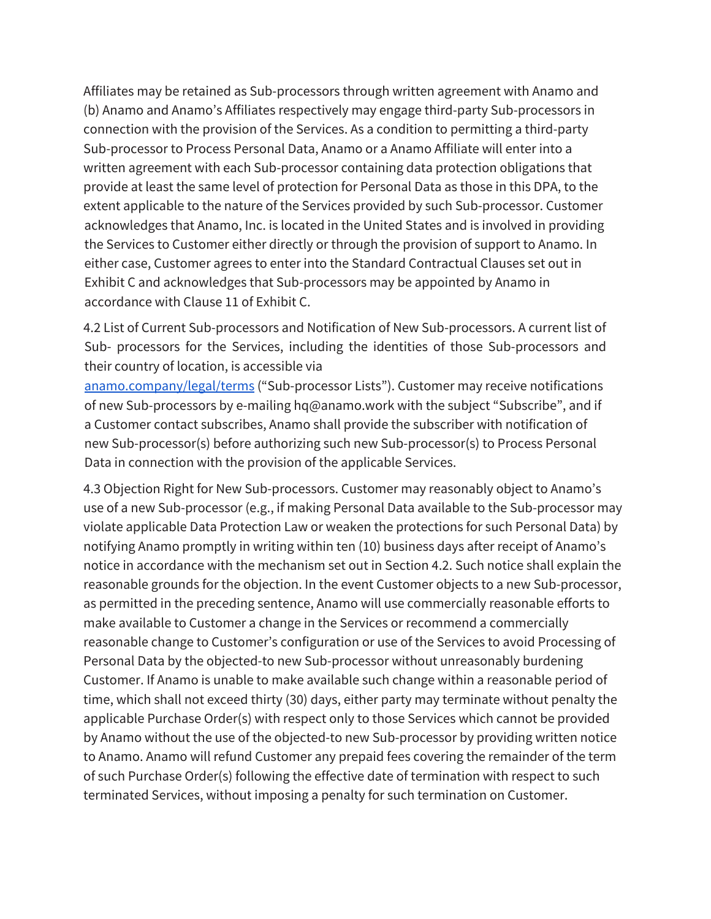Affiliates may be retained as Sub-processors through written agreement with Anamo and (b) Anamo and Anamo's Affiliates respectively may engage third-party Sub-processors in connection with the provision of the Services. As a condition to permitting a third-party Sub-processor to Process Personal Data, Anamo or a Anamo Affiliate will enter into a written agreement with each Sub-processor containing data protection obligations that provide at least the same level of protection for Personal Data as those in this DPA, to the extent applicable to the nature of the Services provided by such Sub-processor. Customer acknowledges that Anamo, Inc. is located in the United States and is involved in providing the Services to Customer either directly or through the provision of support to Anamo. In either case, Customer agrees to enter into the Standard Contractual Clauses set out in Exhibit C and acknowledges that Sub-processors may be appointed by Anamo in accordance with Clause 11 of Exhibit C.

4.2 List of Current Sub-processors and Notification of New Sub-processors. A current list of Sub- processors for the Services, including the identities of those Sub-processors and their country of location, is accessible via [anamo.company/legal/terms](anamo.company/legal/terms) ("Sub-processor Lists"). Customer may receive notifications of new Sub-processors by e-mailing hq@anamo.work with the subject "Subscribe", and if a Customer contact subscribes, Anamo shall provide the subscriber with notification of new Sub-processor(s) before authorizing such new Sub-processor(s) to Process Personal Data in connection with the provision of the applicable Services.

4.3 Objection Right for New Sub-processors. Customer may reasonably object to Anamo's use of a new Sub-processor (e.g., if making Personal Data available to the Sub-processor may violate applicable Data Protection Law or weaken the protections for such Personal Data) by notifying Anamo promptly in writing within ten (10) business days after receipt of Anamo's notice in accordance with the mechanism set out in Section 4.2. Such notice shall explain the reasonable grounds for the objection. In the event Customer objects to a new Sub-processor, as permitted in the preceding sentence, Anamo will use commercially reasonable efforts to make available to Customer a change in the Services or recommend a commercially reasonable change to Customer's configuration or use of the Services to avoid Processing of Personal Data by the objected-to new Sub-processor without unreasonably burdening Customer. If Anamo is unable to make available such change within a reasonable period of time, which shall not exceed thirty (30) days, either party may terminate without penalty the applicable Purchase Order(s) with respect only to those Services which cannot be provided by Anamo without the use of the objected-to new Sub-processor by providing written notice to Anamo. Anamo will refund Customer any prepaid fees covering the remainder of the term of such Purchase Order(s) following the effective date of termination with respect to such terminated Services, without imposing a penalty for such termination on Customer.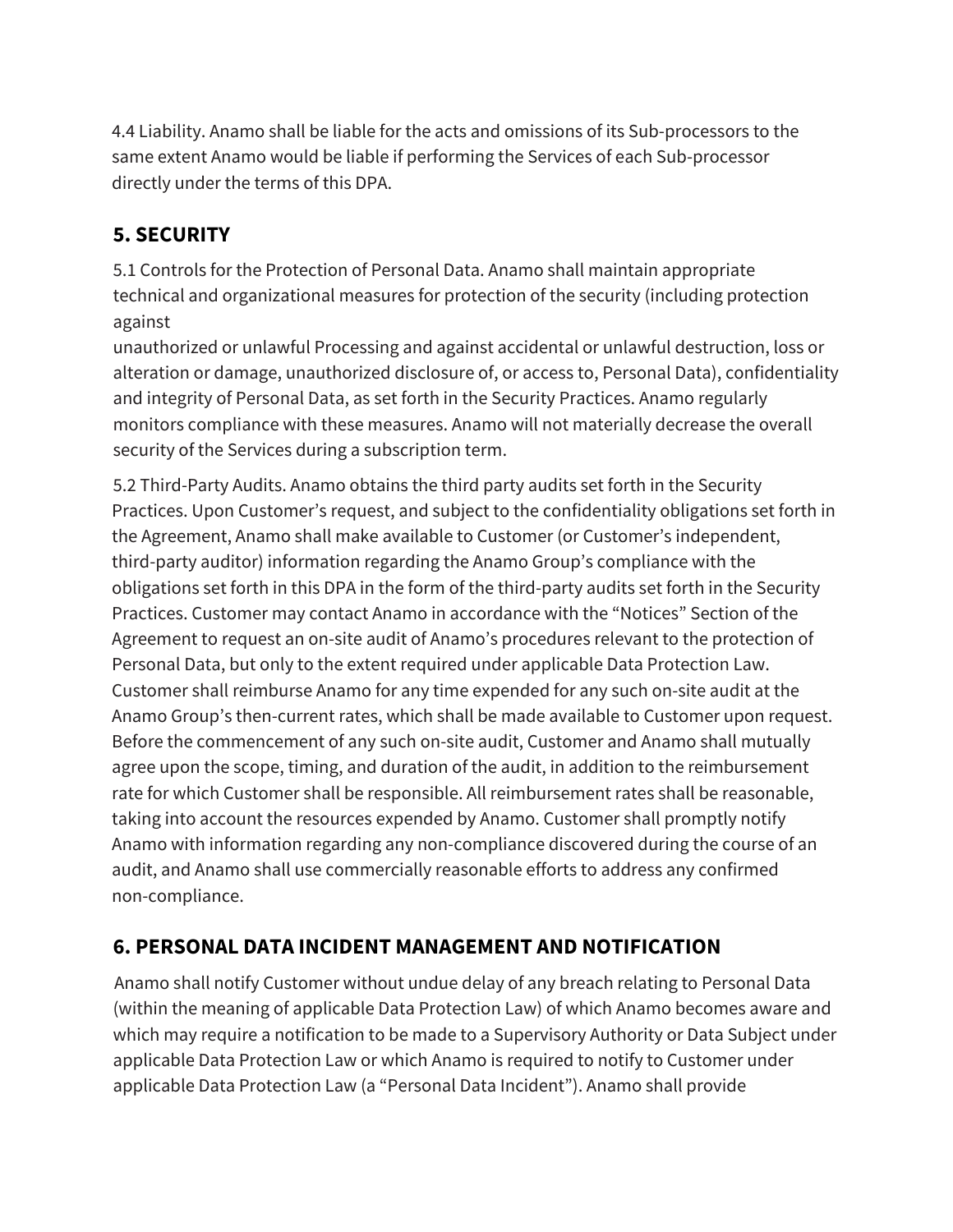4.4 Liability. Anamo shall be liable for the acts and omissions of its Sub-processors to the same extent Anamo would be liable if performing the Services of each Sub-processor directly under the terms of this DPA.

## 5. SECURITY

5.1 Controls for the Protection of Personal Data. Anamo shall maintain appropriate technical and organizational measures for protection of the security (including protection against unauthorized or unlawful Processing and against accidental or unlawful destruction, loss or alteration or damage, unauthorized disclosure of, or access to, Personal Data), confidentiality and integrity of Personal Data, as set forth in the Security Practices. Anamo regularly monitors compliance with these measures. Anamo will not materially decrease the overall security of the Services during a subscription term.

5.2 Third-Party Audits. Anamo obtains the third party audits set forth in the Security Practices. Upon Customer's request, and subject to the confidentiality obligations set forth in the Agreement, Anamo shall make available to Customer (or Customer's independent, third-party auditor) information regarding the Anamo Group's compliance with the obligations set forth in this DPA in the form of the third-party audits set forth in the Security Practices. Customer may contact Anamo in accordance with the "Notices" Section of the Agreement to request an on-site audit of Anamo's procedures relevant to the protection of Personal Data, but only to the extent required under applicable Data Protection Law. Customer shall reimburse Anamo for any time expended for any such on-site audit at the Anamo Group's then-current rates, which shall be made available to Customer upon request. Before the commencement of any such on-site audit, Customer and Anamo shall mutually agree upon the scope, timing, and duration of the audit, in addition to the reimbursement rate for which Customer shall be responsible. All reimbursement rates shall be reasonable, taking into account the resources expended by Anamo. Customer shall promptly notify Anamo with information regarding any non-compliance discovered during the course of an audit, and Anamo shall use commercially reasonable efforts to address any confirmed non-compliance.

## 6. PERSONAL DATA INCIDENT MANAGEMENT AND NOTIFICATION

Anamo shall notify Customer without undue delay of any breach relating to Personal Data (within the meaning of applicable Data Protection Law) of which Anamo becomes aware and which may require a notification to be made to a Supervisory Authority or Data Subject under applicable Data Protection Law or which Anamo is required to notify to Customer under applicable Data Protection Law (a "Personal Data Incident"). Anamo shall provide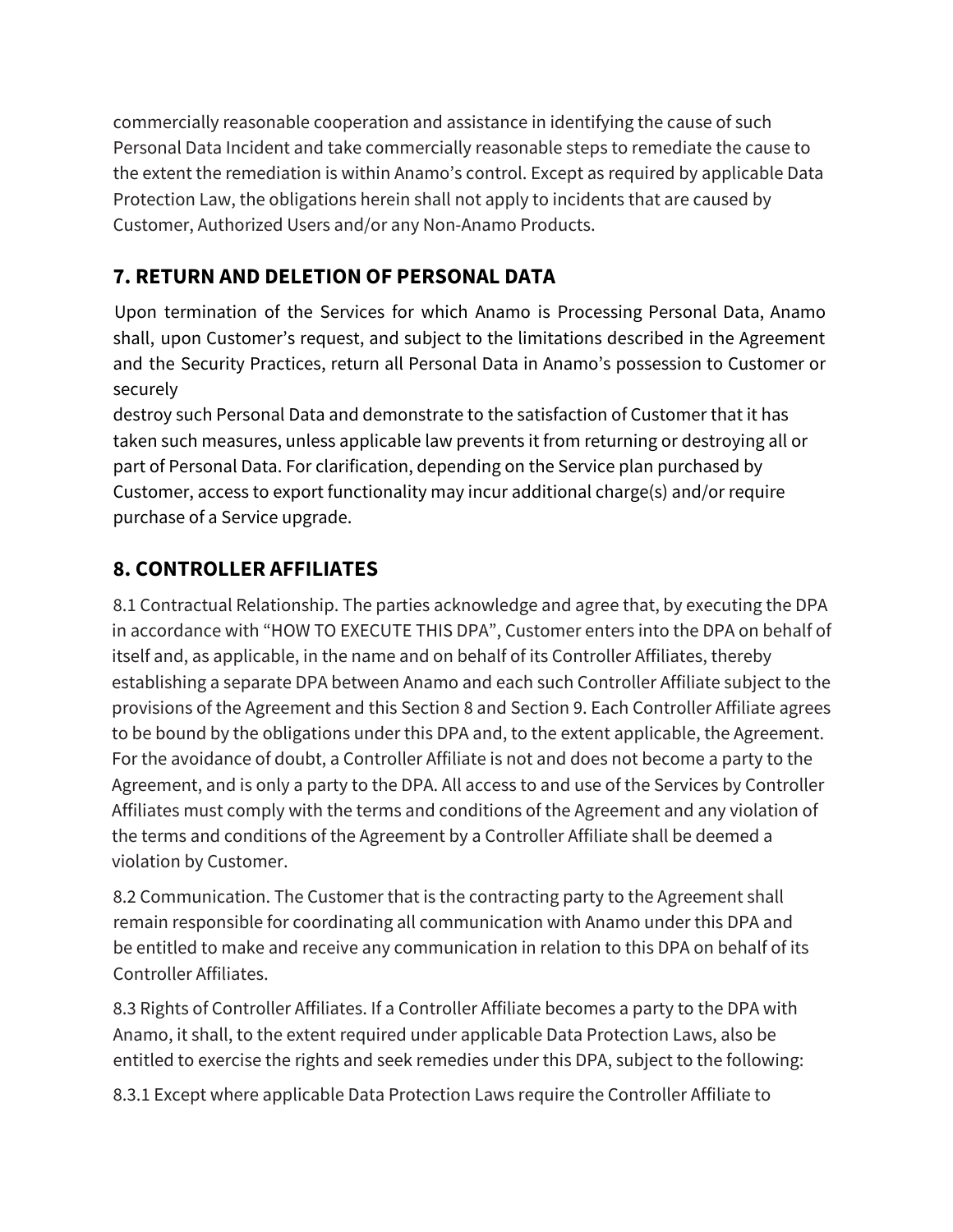commercially reasonable cooperation and assistance in identifying the cause of such Personal Data Incident and take commercially reasonable steps to remediate the cause to the extent the remediation is within Anamo's control. Except as required by applicable Data Protection Law, the obligations herein shall not apply to incidents that are caused by Customer, Authorized Users and/or any Non-Anamo Products.

## 7. RETURN AND DELETION OF PERSONAL DATA

Upon termination of the Services for which Anamo is Processing Personal Data, Anamo shall, upon Customer's request, and subject to the limitations described in the Agreement and the Security Practices, return all Personal Data in Anamo's possession to Customer or securely destroy such Personal Data and demonstrate to the satisfaction of Customer that it has taken such measures, unless applicable law prevents it from returning or destroying all or part of Personal Data. For clarification, depending on the Service plan purchased by Customer, access to export functionality may incur additional charge(s) and/or require purchase of a Service upgrade.

## 8. CONTROLLER AFFILIATES

8.1 Contractual Relationship. The parties acknowledge and agree that, by executing the DPA in accordance with "HOW TO EXECUTE THIS DPA", Customer enters into the DPA on behalf of itself and, as applicable, in the name and on behalf of its Controller Affiliates, thereby establishing a separate DPA between Anamo and each such Controller Affiliate subject to the provisions of the Agreement and this Section 8 and Section 9. Each Controller Affiliate agrees to be bound by the obligations under this DPA and, to the extent applicable, the Agreement. For the avoidance of doubt, a Controller Affiliate is not and does not become a party to the Agreement, and is only a party to the DPA. All access to and use of the Services by Controller Affiliates must comply with the terms and conditions of the Agreement and any violation of the terms and conditions of the Agreement by a Controller Affiliate shall be deemed a violation by Customer.

8.2 Communication. The Customer that is the contracting party to the Agreement shall remain responsible for coordinating all communication with Anamo under this DPA and be entitled to make and receive any communication in relation to this DPA on behalf of its Controller Affiliates.

8.3 Rights of Controller Affiliates. If a Controller Affiliate becomes a party to the DPA with Anamo, it shall, to the extent required under applicable Data Protection Laws, also be entitled to exercise the rights and seek remedies under this DPA, subject to the following:

8.3.1 Except where applicable Data Protection Laws require the Controller Affiliate to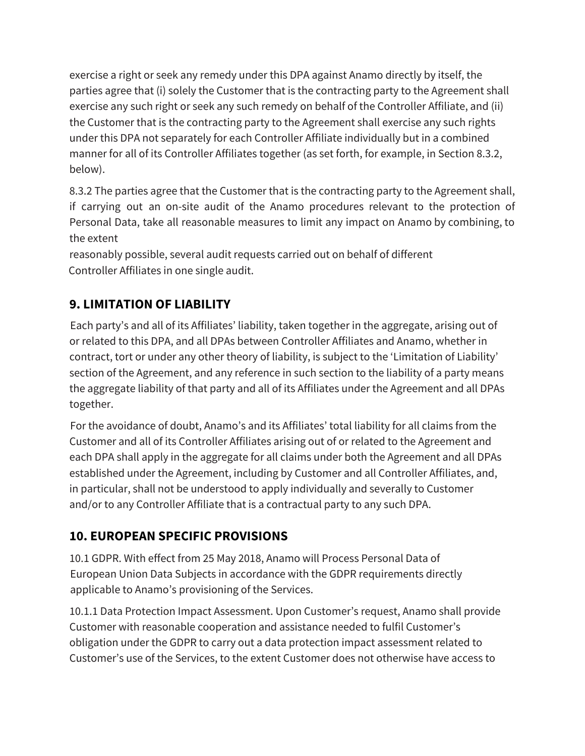exercise a right or seek any remedy under this DPA against Anamo directly by itself, the parties agree that (i) solely the Customer that is the contracting party to the Agreement shall exercise any such right or seek any such remedy on behalf of the Controller Affiliate, and (ii) the Customer that is the contracting party to the Agreement shall exercise any such rights under this DPA not separately for each Controller Affiliate individually but in a combined manner for all of its Controller Affiliates together (as set forth, for example, in Section 8.3.2, below).

8.3.2 The parties agree that the Customer that is the contracting party to the Agreement shall, if carrying out an on-site audit of the Anamo procedures relevant to the protection of Personal Data, take all reasonable measures to limit any impact on Anamo by combining, to the extent reasonably possible, several audit requests carried out on behalf of different Controller Affiliates in one single audit.

## 9. LIMITATION OF LIABILITY

Each party's and all of its Affiliates' liability, taken together in the aggregate, arising out of or related to this DPA, and all DPAs between Controller Affiliates and Anamo, whether in contract, tort or under any other theory of liability, is subject to the 'Limitation of Liability' section of the Agreement, and any reference in such section to the liability of a party means the aggregate liability of that party and all of its Affiliates under the Agreement and all DPAs together.

For the avoidance of doubt, Anamo's and its Affiliates' total liability for all claims from the Customer and all of its Controller Affiliates arising out of or related to the Agreement and each DPA shall apply in the aggregate for all claims under both the Agreement and all DPAs established under the Agreement, including by Customer and all Controller Affiliates, and, in particular, shall not be understood to apply individually and severally to Customer and/or to any Controller Affiliate that is a contractual party to any such DPA.

## 10. EUROPEAN SPECIFIC PROVISIONS

10.1 GDPR. With effect from 25 May 2018, Anamo will Process Personal Data of European Union Data Subjects in accordance with the GDPR requirements directly applicable to Anamo's provisioning of the Services.

10.1.1 Data Protection Impact Assessment. Upon Customer's request, Anamo shall provide Customer with reasonable cooperation and assistance needed to fulfil Customer's obligation under the GDPR to carry out a data protection impact assessment related to Customer's use of the Services, to the extent Customer does not otherwise have access to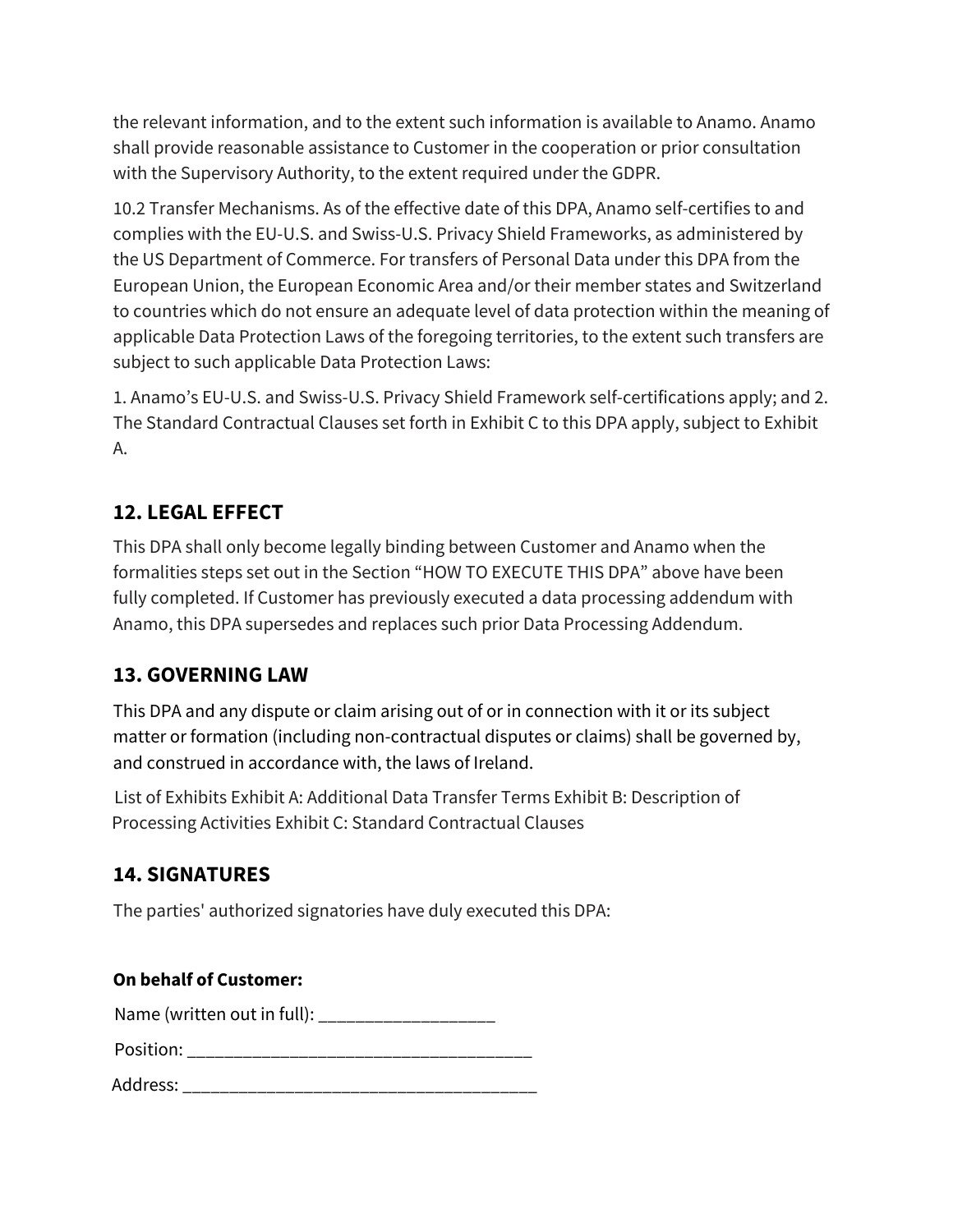the relevant information, and to the extent such information is available to Anamo. Anamo shall provide reasonable assistance to Customer in the cooperation or prior consultation with the Supervisory Authority, to the extent required under the GDPR.

10.2 Transfer Mechanisms. As of the effective date of this DPA, Anamo self-certifies to and complies with the EU-U.S. and Swiss-U.S. Privacy Shield Frameworks, as administered by the US Department of Commerce. For transfers of Personal Data under this DPA from the European Union, the European Economic Area and/or their member states and Switzerland to countries which do not ensure an adequate level of data protection within the meaning of applicable Data Protection Laws of the foregoing territories, to the extent such transfers are subject to such applicable Data Protection Laws:

1. Anamo's EU-U.S. and Swiss-U.S. Privacy Shield Framework self-certifications apply; and 2. The Standard Contractual Clauses set forth in Exhibit C to this DPA apply, subject to Exhibit A.

## 12. LEGAL EFFECT

This DPA shall only become legally binding between Customer and Anamo when the formalities steps set out in the Section "HOW TO EXECUTE THIS DPA" above have been fully completed. If Customer has previously executed a data processing addendum with Anamo, this DPA supersedes and replaces such prior Data Processing Addendum.

## 13. GOVERNING LAW

This DPA and any dispute or claim arising out of or in connection with it or its subject matter or formation (including non-contractual disputes or claims) shall be governed by, and construed in accordance with, the laws of Ireland.

List of Exhibits Exhibit A: Additional Data Transfer Terms Exhibit B: Description of Processing Activities Exhibit C: Standard Contractual Clauses

## 14. SIGNATURES

The parties' authorized signatories have duly executed this DPA:

**On behalf of Customer:**

Name (written out in full): ___________________

Position: ______________________________________

Address: _______________________________________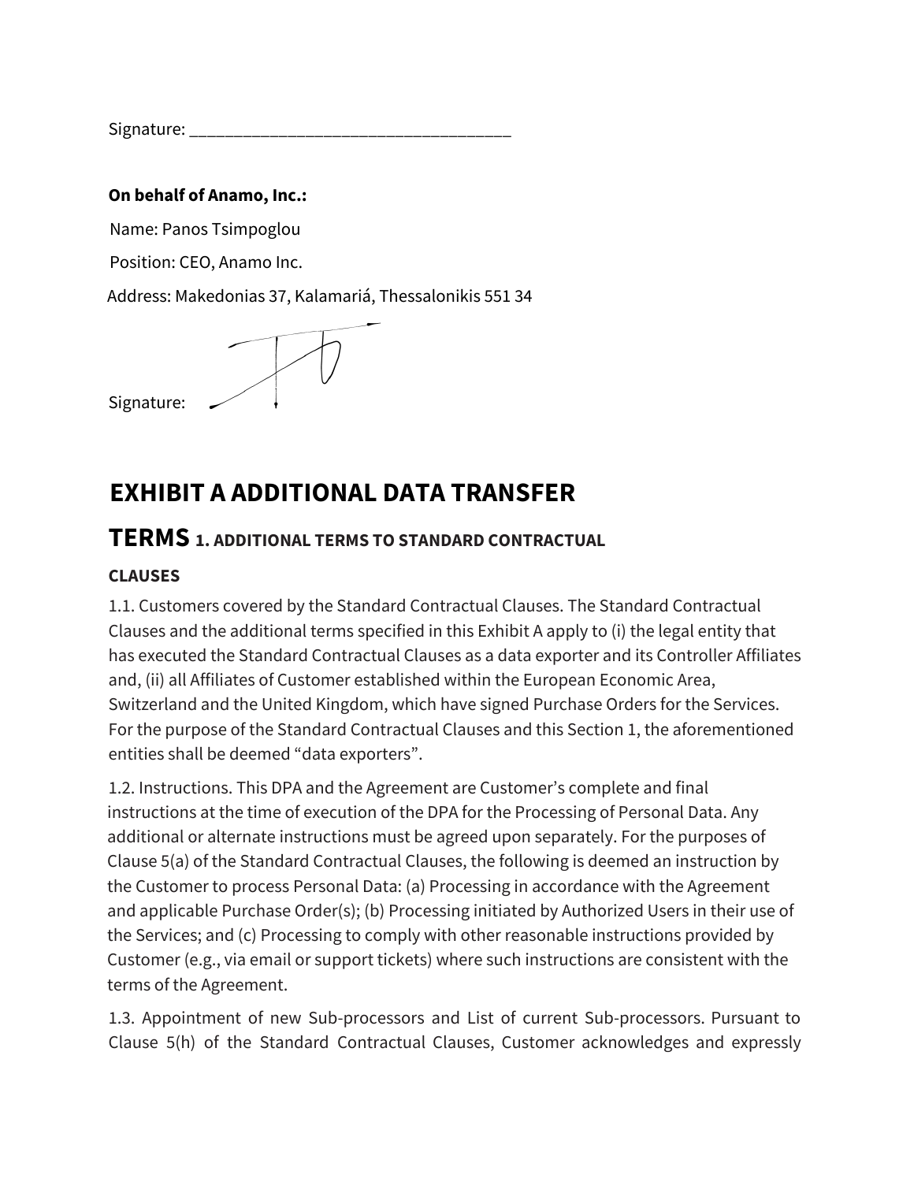Signature: ___________________________________

**On behalf of Anamo, Inc.:**

Name: Panos Tsimpoglou

Position: CEO, Anamo Inc.

Address: Makedonias 37, Kalamariá, Thessalonikis 551 34

Signature:

# EXHIBIT A ADDITIONAL DATA TRANSFER TERMS

## 1. ADDITIONAL TERMS TO STANDARD CONTRACTUAL CLAUSES

1.1. Customers covered by the Standard Contractual Clauses. The Standard Contractual Clauses and the additional terms specified in this Exhibit A apply to (i) the legal entity that has executed the Standard Contractual Clauses as a data exporter and its Controller Affiliates and, (ii) all Affiliates of Customer established within the European Economic Area, Switzerland and the United Kingdom, which have signed Purchase Orders for the Services. For the purpose of the Standard Contractual Clauses and this Section 1, the aforementioned entities shall be deemed "data exporters".

1.2. Instructions. This DPA and the Agreement are Customer's complete and final instructions at the time of execution of the DPA for the Processing of Personal Data. Any additional or alternate instructions must be agreed upon separately. For the purposes of Clause 5(a) of the Standard Contractual Clauses, the following is deemed an instruction by the Customer to process Personal Data: (a) Processing in accordance with the Agreement and applicable Purchase Order(s); (b) Processing initiated by Authorized Users in their use of the Services; and (c) Processing to comply with other reasonable instructions provided by Customer (e.g., via email or support tickets) where such instructions are consistent with the terms of the Agreement.

1.3. Appointment of new Sub-processors and List of current Sub-processors. Pursuant to Clause 5(h) of the Standard Contractual Clauses, Customer acknowledges and expressly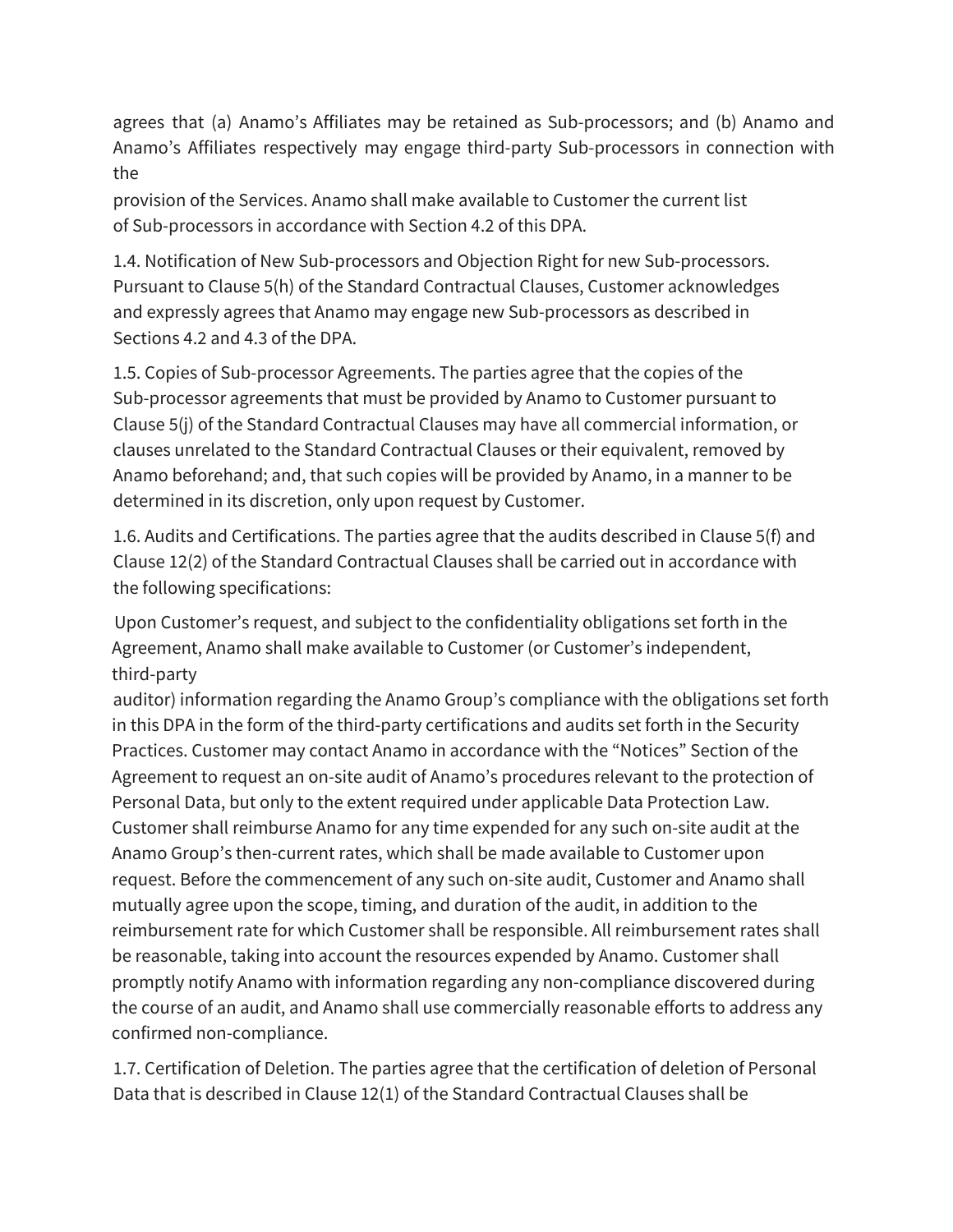agrees that (a) Anamo's Affiliates may be retained as Sub-processors; and (b) Anamo and Anamo's Affiliates respectively may engage third-party Sub-processors in connection with the provision of the Services. Anamo shall make available to Customer the current list of Sub-processors in accordance with Section 4.2 of this DPA.

1.4. Notification of New Sub-processors and Objection Right for new Sub-processors. Pursuant to Clause 5(h) of the Standard Contractual Clauses, Customer acknowledges and expressly agrees that Anamo may engage new Sub-processors as described in Sections 4.2 and 4.3 of the DPA.

1.5. Copies of Sub-processor Agreements. The parties agree that the copies of the Sub-processor agreements that must be provided by Anamo to Customer pursuant to Clause 5(j) of the Standard Contractual Clauses may have all commercial information, or clauses unrelated to the Standard Contractual Clauses or their equivalent, removed by Anamo beforehand; and, that such copies will be provided by Anamo, in a manner to be determined in its discretion, only upon request by Customer.

1.6. Audits and Certifications. The parties agree that the audits described in Clause 5(f) and Clause 12(2) of the Standard Contractual Clauses shall be carried out in accordance with the following specifications:

Upon Customer's request, and subject to the confidentiality obligations set forth in the Agreement, Anamo shall make available to Customer (or Customer's independent, third-party auditor) information regarding the Anamo Group's compliance with the obligations set forth in this DPA in the form of the third-party certifications and audits set forth in the Security Practices. Customer may contact Anamo in accordance with the "Notices" Section of the Agreement to request an on-site audit of Anamo's procedures relevant to the protection of Personal Data, but only to the extent required under applicable Data Protection Law. Customer shall reimburse Anamo for any time expended for any such on-site audit at the Anamo Group's then-current rates, which shall be made available to Customer upon request. Before the commencement of any such on-site audit, Customer and Anamo shall mutually agree upon the scope, timing, and duration of the audit, in addition to the reimbursement rate for which Customer shall be responsible. All reimbursement rates shall be reasonable, taking into account the resources expended by Anamo. Customer shall promptly notify Anamo with information regarding any non-compliance discovered during the course of an audit, and Anamo shall use commercially reasonable efforts to address any confirmed non-compliance.

1.7. Certification of Deletion. The parties agree that the certification of deletion of Personal Data that is described in Clause 12(1) of the Standard Contractual Clauses shall be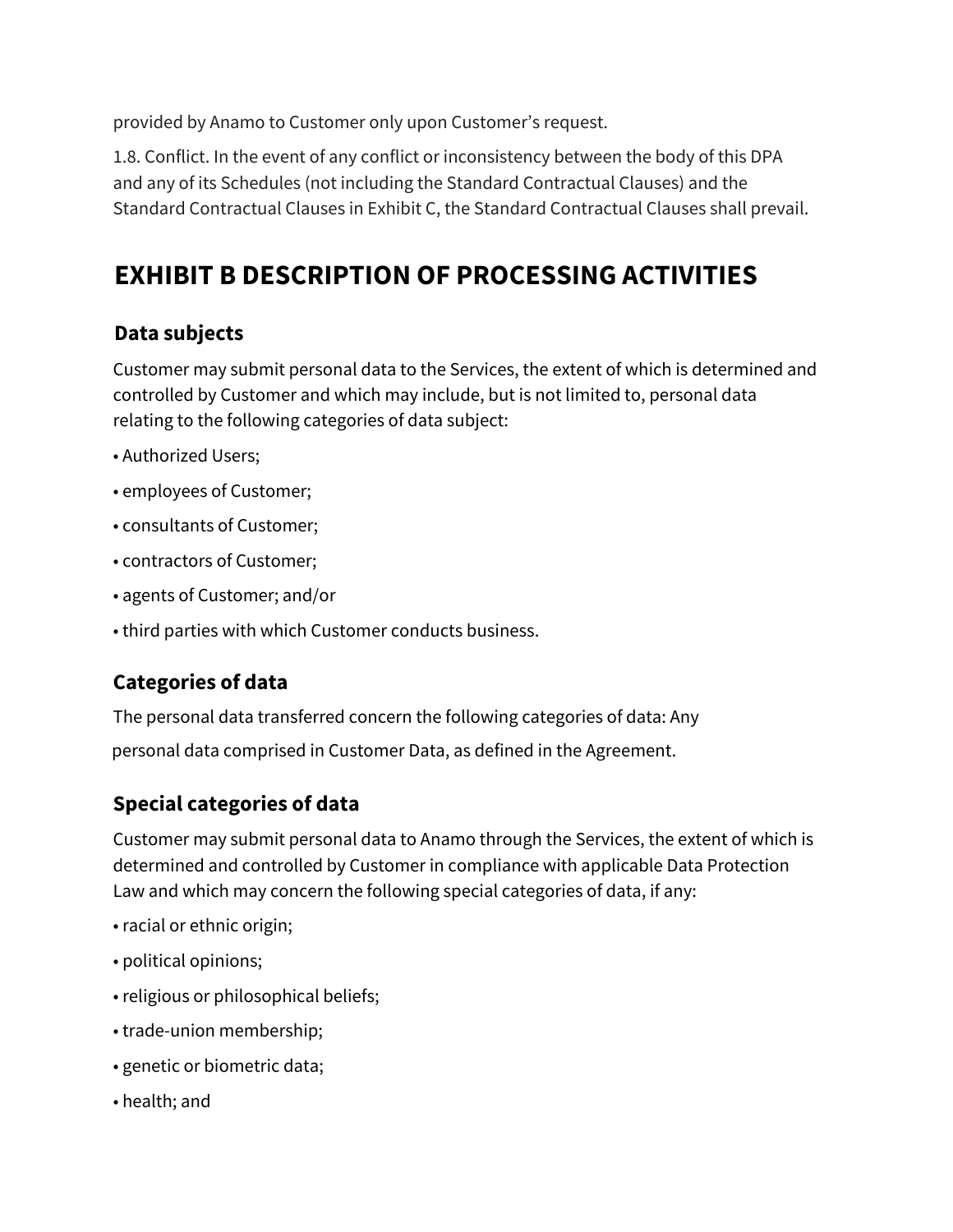provided by Anamo to Customer only upon Customer's request.

1.8. Conflict. In the event of any conflict or inconsistency between the body of this DPA and any of its Schedules (not including the Standard Contractual Clauses) and the Standard Contractual Clauses in Exhibit C, the Standard Contractual Clauses shall prevail.

# EXHIBIT B DESCRIPTION OF PROCESSING ACTIVITIES

## Data subjects

Customer may submit personal data to the Services, the extent of which is determined and controlled by Customer and which may include, but is not limited to, personal data relating to the following categories of data subject:

- Authorized Users;
- employees of Customer;
- consultants of Customer;
- contractors of Customer;
- agents of Customer; and/or
- third parties with which Customer conducts business.

## Categories of data

The personal data transferred concern the following categories of data: Any personal data comprised in Customer Data, as defined in the Agreement.

## Special categories of data

Customer may submit personal data to Anamo through the Services, the extent of which is determined and controlled by Customer in compliance with applicable Data Protection Law and which may concern the following special categories of data, if any:

- racial or ethnic origin;
- political opinions;
- religious or philosophical beliefs;
- trade-union membership;
- genetic or biometric data;
- health; and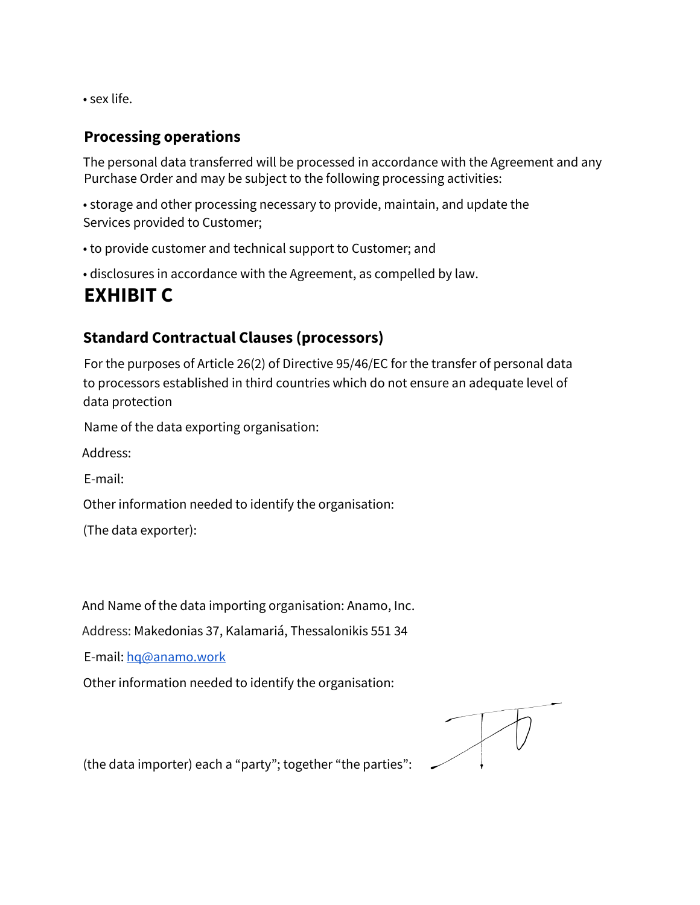• sex life.

### Processing operations

The personal data transferred will be processed in accordance with the Agreement and any Purchase Order and may be subject to the following processing activities:

• storage and other processing necessary to provide, maintain, and update the Services provided to Customer;

• to provide customer and technical support to Customer; and

• disclosures in accordance with the Agreement, as compelled by law.

# EXHIBIT C

### Standard Contractual Clauses (processors)

For the purposes of Article 26(2) of Directive 95/46/EC for the transfer of personal data to processors established in third countries which do not ensure an adequate level of data protection

Name of the data exporting organisation:

Address:

E-mail:

Other information needed to identify the organisation:

(The data exporter):

And Name of the data importing organisation: Anamo, Inc.

Address: Makedonias 37, Kalamariá, Thessalonikis 551 34

E-mail: hq@anamo.work

Other information needed to identify the organisation:

(the data importer) each a "party"; together "the parties":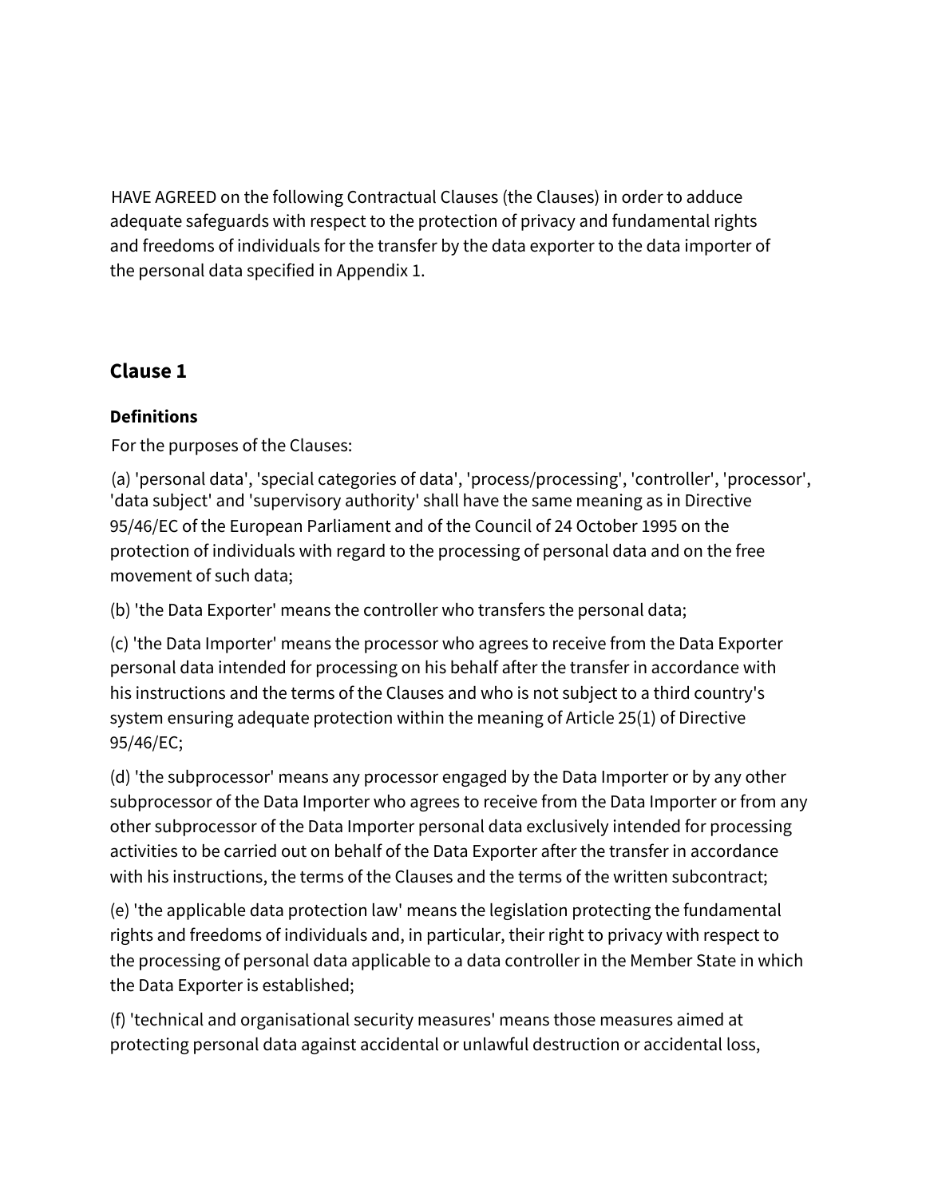HAVE AGREED on the following Contractual Clauses (the Clauses) in order to adduce adequate safeguards with respect to the protection of privacy and fundamental rights and freedoms of individuals for the transfer by the data exporter to the data importer of the personal data specified in Appendix 1.

## Clause 1

### Definitions

For the purposes of the Clauses:

(a) 'personal data', 'special categories of data', 'process/processing', 'controller', 'processor', 'data subject' and 'supervisory authority' shall have the same meaning as in Directive 95/46/EC of the European Parliament and of the Council of 24 October 1995 on the protection of individuals with regard to the processing of personal data and on the free movement of such data;

(b) 'the Data Exporter' means the controller who transfers the personal data;

(c) 'the Data Importer' means the processor who agrees to receive from the Data Exporter personal data intended for processing on his behalf after the transfer in accordance with his instructions and the terms of the Clauses and who is not subject to a third country's system ensuring adequate protection within the meaning of Article 25(1) of Directive 95/46/EC;

(d) 'the subprocessor' means any processor engaged by the Data Importer or by any other subprocessor of the Data Importer who agrees to receive from the Data Importer or from any other subprocessor of the Data Importer personal data exclusively intended for processing activities to be carried out on behalf of the Data Exporter after the transfer in accordance with his instructions, the terms of the Clauses and the terms of the written subcontract;

(e) 'the applicable data protection law' means the legislation protecting the fundamental rights and freedoms of individuals and, in particular, their right to privacy with respect to the processing of personal data applicable to a data controller in the Member State in which the Data Exporter is established;

(f) 'technical and organisational security measures' means those measures aimed at protecting personal data against accidental or unlawful destruction or accidental loss,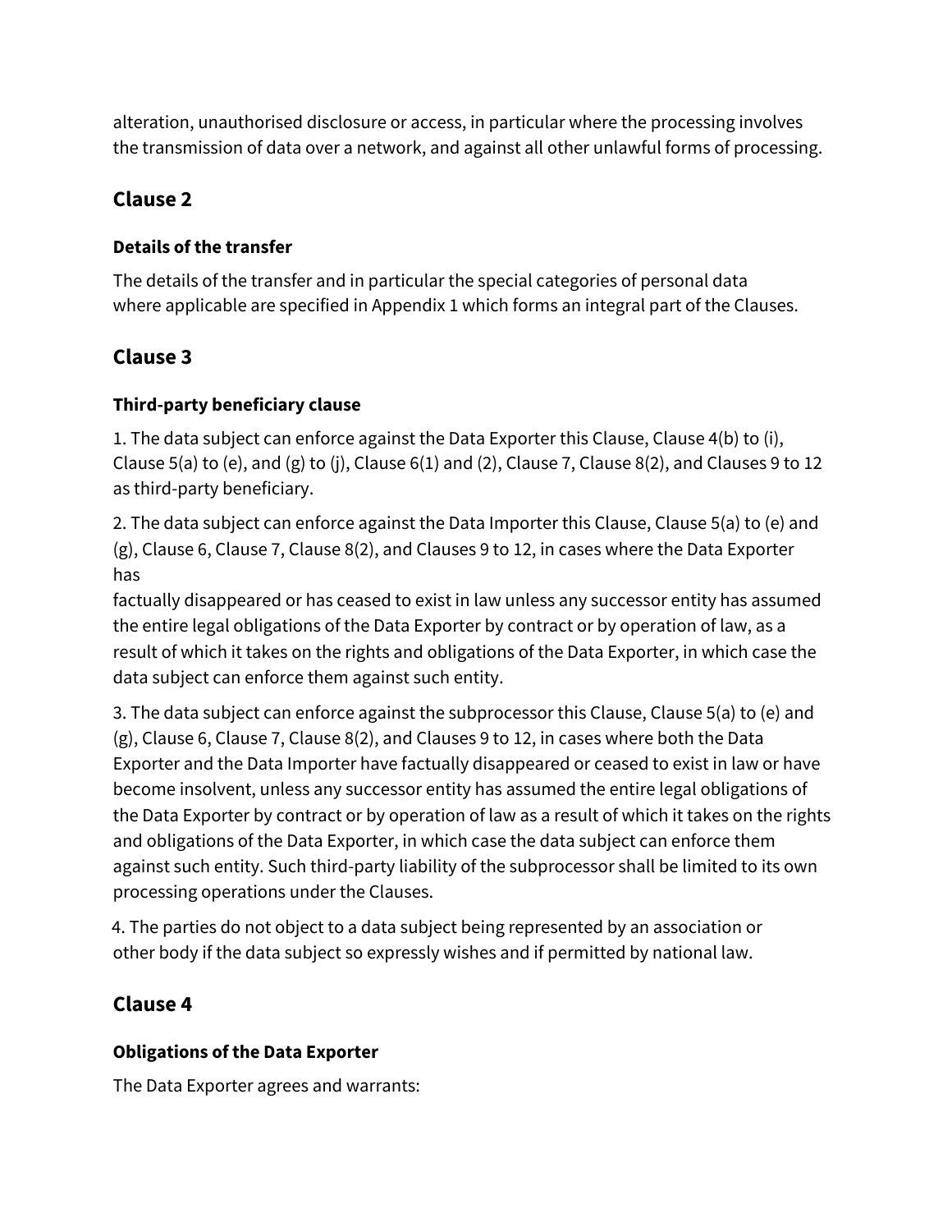alteration, unauthorised disclosure or access, in particular where the processing involves the transmission of data over a network, and against all other unlawful forms of processing.

## Clause 2

### Details of the transfer

The details of the transfer and in particular the special categories of personal data where applicable are specified in Appendix 1 which forms an integral part of the Clauses.

## Clause 3

### Third-party beneficiary clause

1. The data subject can enforce against the Data Exporter this Clause, Clause 4(b) to (i), Clause 5(a) to (e), and (g) to (j), Clause 6(1) and (2), Clause 7, Clause 8(2), and Clauses 9 to 12 as third-party beneficiary.

2. The data subject can enforce against the Data Importer this Clause, Clause 5(a) to (e) and (g), Clause 6, Clause 7, Clause 8(2), and Clauses 9 to 12, in cases where the Data Exporter has factually disappeared or has ceased to exist in law unless any successor entity has assumed the entire legal obligations of the Data Exporter by contract or by operation of law, as a result of which it takes on the rights and obligations of the Data Exporter, in which case the data subject can enforce them against such entity.

3. The data subject can enforce against the subprocessor this Clause, Clause 5(a) to (e) and (g), Clause 6, Clause 7, Clause 8(2), and Clauses 9 to 12, in cases where both the Data Exporter and the Data Importer have factually disappeared or ceased to exist in law or have become insolvent, unless any successor entity has assumed the entire legal obligations of the Data Exporter by contract or by operation of law as a result of which it takes on the rights and obligations of the Data Exporter, in which case the data subject can enforce them against such entity. Such third-party liability of the subprocessor shall be limited to its own processing operations under the Clauses.

4. The parties do not object to a data subject being represented by an association or other body if the data subject so expressly wishes and if permitted by national law.

## Clause 4

### Obligations of the Data Exporter

The Data Exporter agrees and warrants: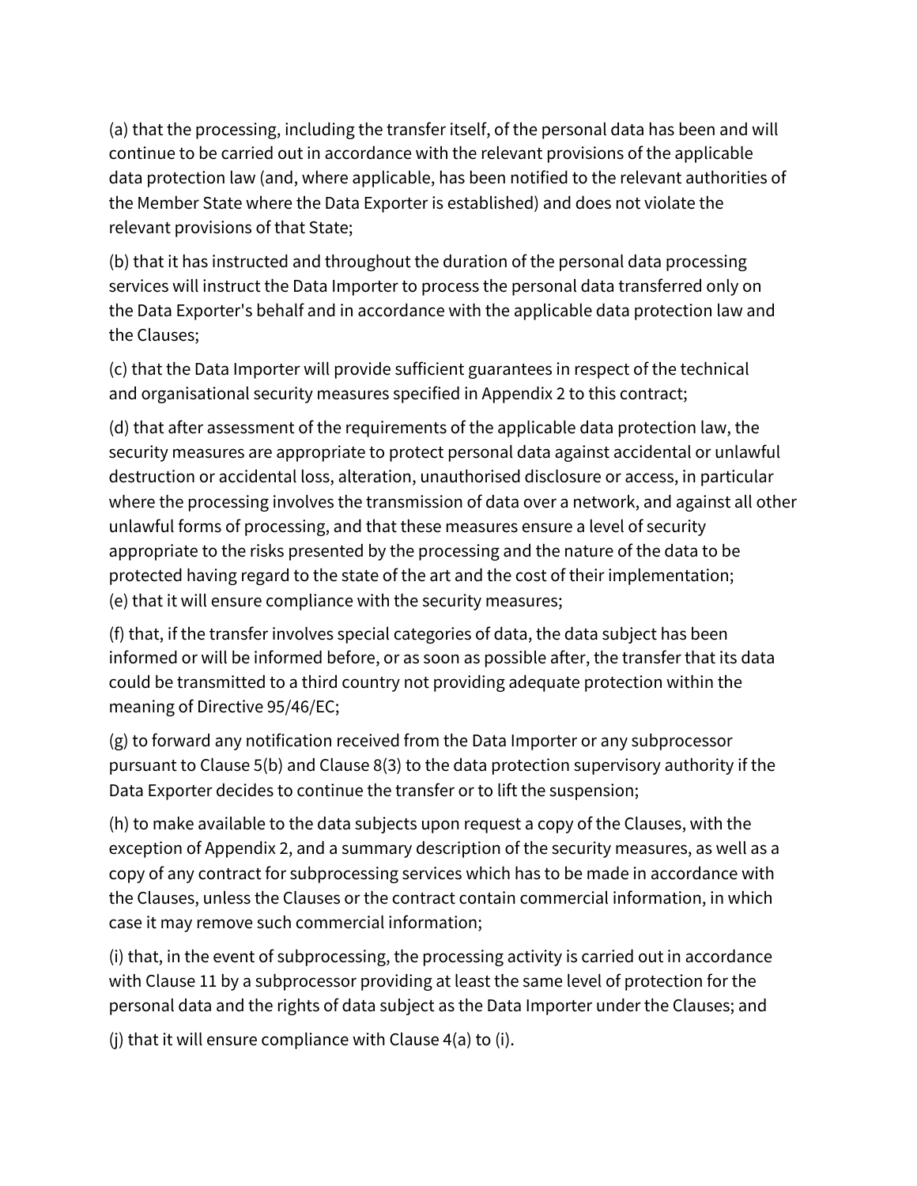(a) that the processing, including the transfer itself, of the personal data has been and will continue to be carried out in accordance with the relevant provisions of the applicable data protection law (and, where applicable, has been notified to the relevant authorities of the Member State where the Data Exporter is established) and does not violate the relevant provisions of that State;

(b) that it has instructed and throughout the duration of the personal data processing services will instruct the Data Importer to process the personal data transferred only on the Data Exporter's behalf and in accordance with the applicable data protection law and the Clauses;

(c) that the Data Importer will provide sufficient guarantees in respect of the technical and organisational security measures specified in Appendix 2 to this contract;

(d) that after assessment of the requirements of the applicable data protection law, the security measures are appropriate to protect personal data against accidental or unlawful destruction or accidental loss, alteration, unauthorised disclosure or access, in particular where the processing involves the transmission of data over a network, and against all other unlawful forms of processing, and that these measures ensure a level of security appropriate to the risks presented by the processing and the nature of the data to be protected having regard to the state of the art and the cost of their implementation;
(e) that it will ensure compliance with the security measures;

(f) that, if the transfer involves special categories of data, the data subject has been informed or will be informed before, or as soon as possible after, the transfer that its data could be transmitted to a third country not providing adequate protection within the meaning of Directive 95/46/EC;

(g) to forward any notification received from the Data Importer or any subprocessor pursuant to Clause 5(b) and Clause 8(3) to the data protection supervisory authority if the Data Exporter decides to continue the transfer or to lift the suspension;

(h) to make available to the data subjects upon request a copy of the Clauses, with the exception of Appendix 2, and a summary description of the security measures, as well as a copy of any contract for subprocessing services which has to be made in accordance with the Clauses, unless the Clauses or the contract contain commercial information, in which case it may remove such commercial information;

(i) that, in the event of subprocessing, the processing activity is carried out in accordance with Clause 11 by a subprocessor providing at least the same level of protection for the personal data and the rights of data subject as the Data Importer under the Clauses; and

(j) that it will ensure compliance with Clause 4(a) to (i).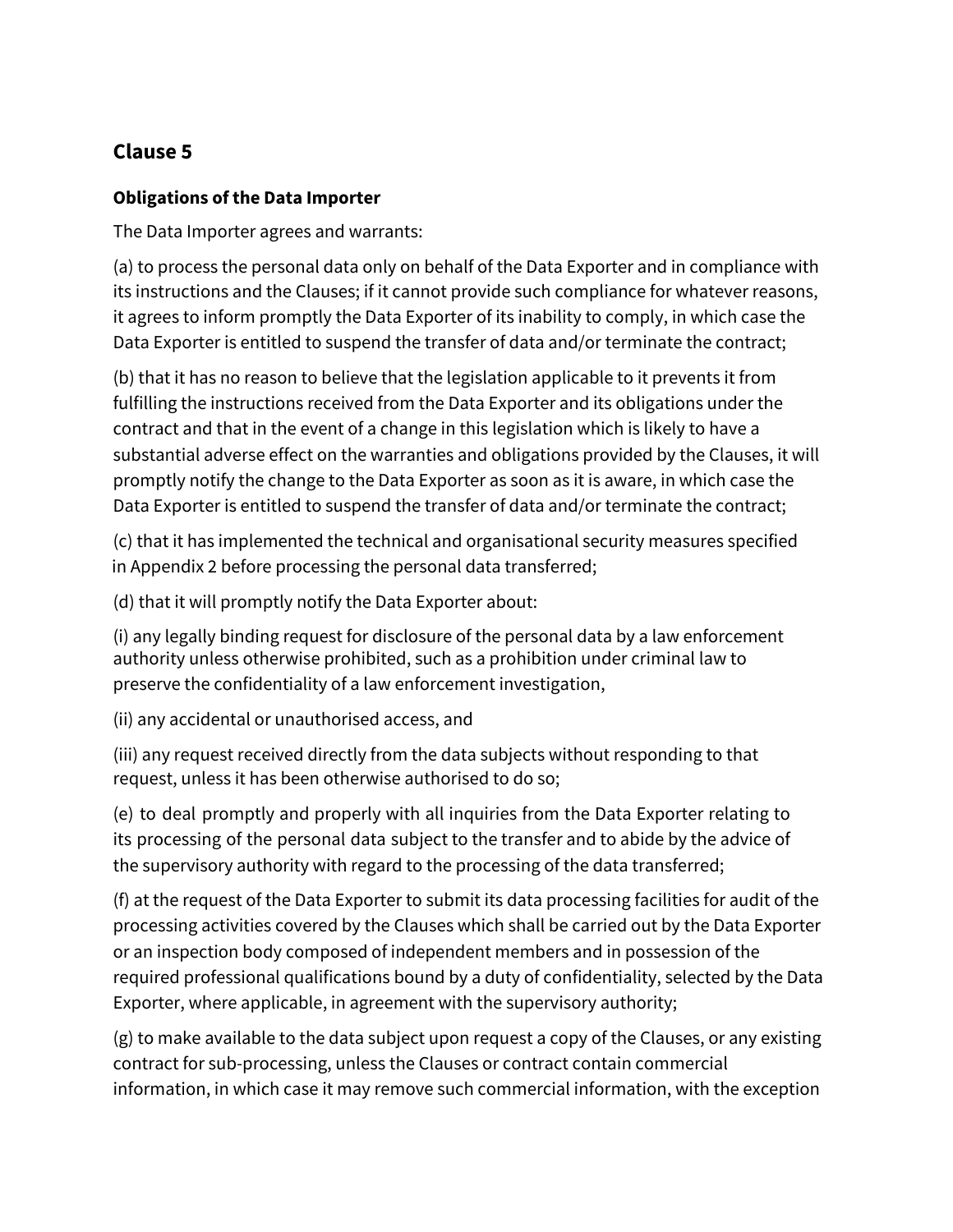## Clause 5

**Obligations of the Data Importer**

The Data Importer agrees and warrants:

(a) to process the personal data only on behalf of the Data Exporter and in compliance with its instructions and the Clauses; if it cannot provide such compliance for whatever reasons, it agrees to inform promptly the Data Exporter of its inability to comply, in which case the Data Exporter is entitled to suspend the transfer of data and/or terminate the contract;

(b) that it has no reason to believe that the legislation applicable to it prevents it from fulfilling the instructions received from the Data Exporter and its obligations under the contract and that in the event of a change in this legislation which is likely to have a substantial adverse effect on the warranties and obligations provided by the Clauses, it will promptly notify the change to the Data Exporter as soon as it is aware, in which case the Data Exporter is entitled to suspend the transfer of data and/or terminate the contract;

(c) that it has implemented the technical and organisational security measures specified in Appendix 2 before processing the personal data transferred;

(d) that it will promptly notify the Data Exporter about:

(i) any legally binding request for disclosure of the personal data by a law enforcement authority unless otherwise prohibited, such as a prohibition under criminal law to preserve the confidentiality of a law enforcement investigation,

(ii) any accidental or unauthorised access, and

(iii) any request received directly from the data subjects without responding to that request, unless it has been otherwise authorised to do so;

(e) to deal promptly and properly with all inquiries from the Data Exporter relating to its processing of the personal data subject to the transfer and to abide by the advice of the supervisory authority with regard to the processing of the data transferred;

(f) at the request of the Data Exporter to submit its data processing facilities for audit of the processing activities covered by the Clauses which shall be carried out by the Data Exporter or an inspection body composed of independent members and in possession of the required professional qualifications bound by a duty of confidentiality, selected by the Data Exporter, where applicable, in agreement with the supervisory authority;

(g) to make available to the data subject upon request a copy of the Clauses, or any existing contract for sub-processing, unless the Clauses or contract contain commercial information, in which case it may remove such commercial information, with the exception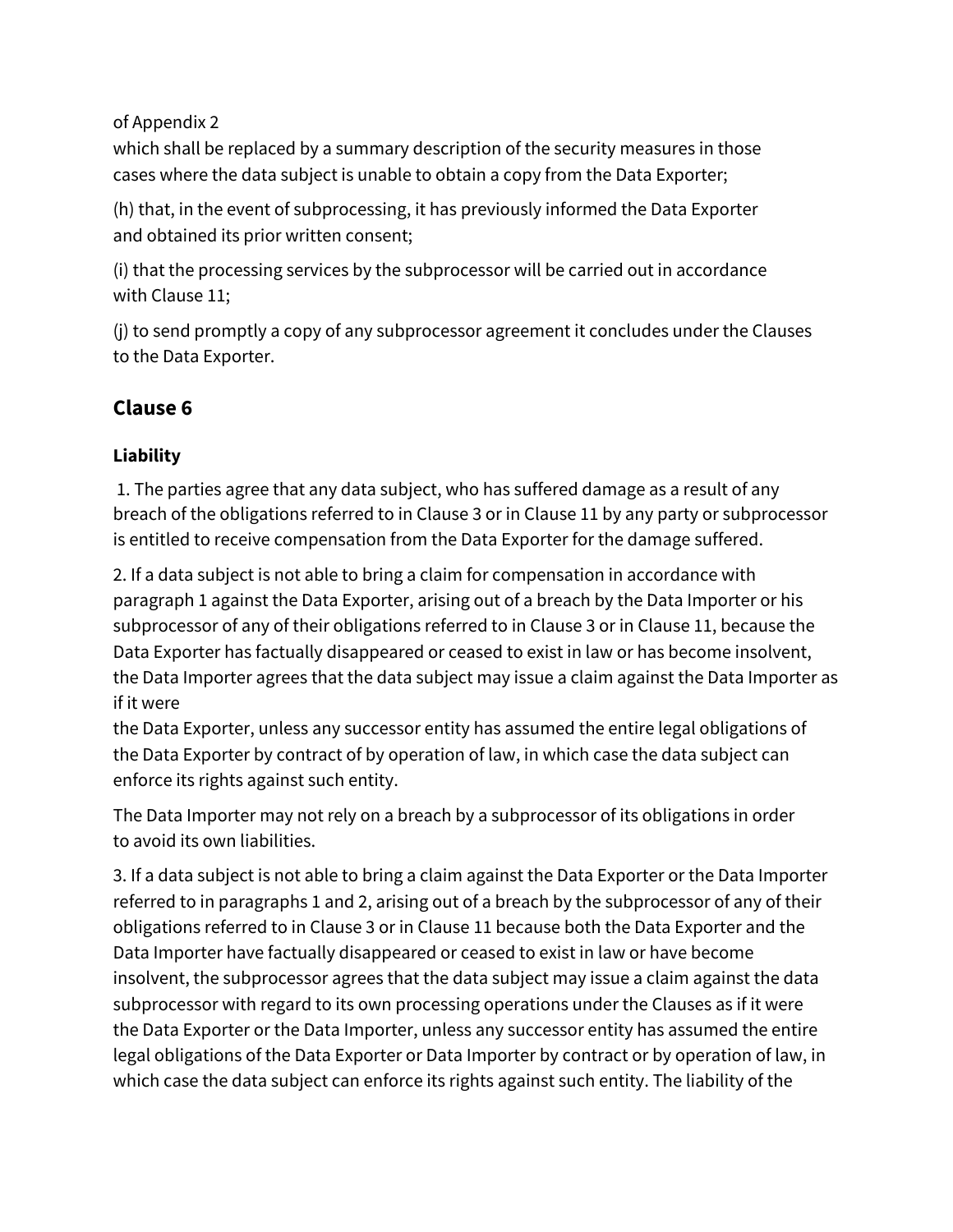of Appendix 2
which shall be replaced by a summary description of the security measures in those cases where the data subject is unable to obtain a copy from the Data Exporter;

(h) that, in the event of subprocessing, it has previously informed the Data Exporter and obtained its prior written consent;

(i) that the processing services by the subprocessor will be carried out in accordance with Clause 11;

(j) to send promptly a copy of any subprocessor agreement it concludes under the Clauses to the Data Exporter.

## Clause 6

### Liability

1. The parties agree that any data subject, who has suffered damage as a result of any breach of the obligations referred to in Clause 3 or in Clause 11 by any party or subprocessor is entitled to receive compensation from the Data Exporter for the damage suffered.

2. If a data subject is not able to bring a claim for compensation in accordance with paragraph 1 against the Data Exporter, arising out of a breach by the Data Importer or his subprocessor of any of their obligations referred to in Clause 3 or in Clause 11, because the Data Exporter has factually disappeared or ceased to exist in law or has become insolvent, the Data Importer agrees that the data subject may issue a claim against the Data Importer as if it were
the Data Exporter, unless any successor entity has assumed the entire legal obligations of the Data Exporter by contract of by operation of law, in which case the data subject can enforce its rights against such entity.

The Data Importer may not rely on a breach by a subprocessor of its obligations in order to avoid its own liabilities.

3. If a data subject is not able to bring a claim against the Data Exporter or the Data Importer referred to in paragraphs 1 and 2, arising out of a breach by the subprocessor of any of their obligations referred to in Clause 3 or in Clause 11 because both the Data Exporter and the Data Importer have factually disappeared or ceased to exist in law or have become insolvent, the subprocessor agrees that the data subject may issue a claim against the data subprocessor with regard to its own processing operations under the Clauses as if it were the Data Exporter or the Data Importer, unless any successor entity has assumed the entire legal obligations of the Data Exporter or Data Importer by contract or by operation of law, in which case the data subject can enforce its rights against such entity. The liability of the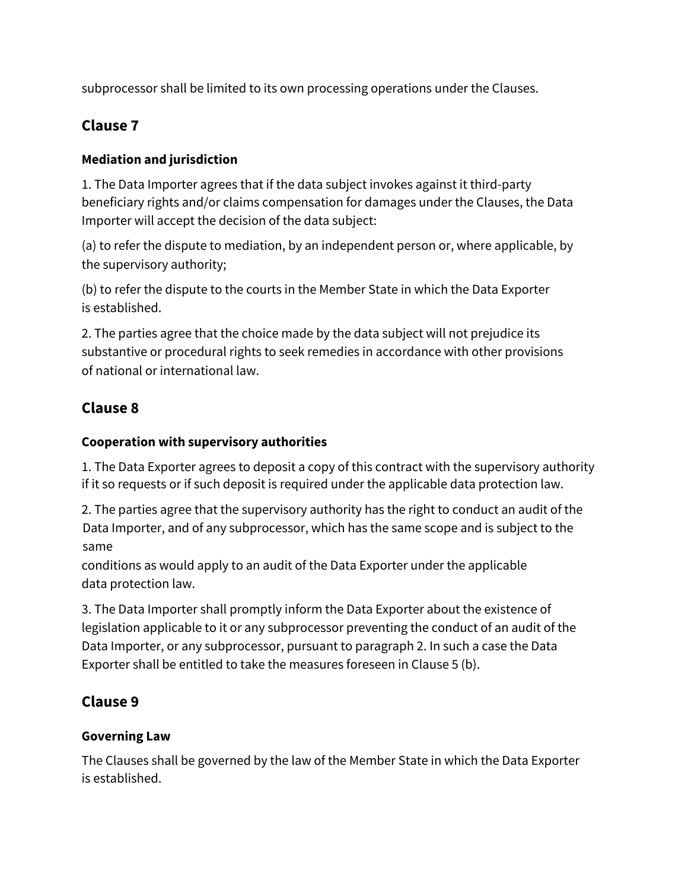subprocessor shall be limited to its own processing operations under the Clauses.

## Clause 7

### Mediation and jurisdiction

1. The Data Importer agrees that if the data subject invokes against it third-party beneficiary rights and/or claims compensation for damages under the Clauses, the Data Importer will accept the decision of the data subject:

(a) to refer the dispute to mediation, by an independent person or, where applicable, by the supervisory authority;

(b) to refer the dispute to the courts in the Member State in which the Data Exporter is established.

2. The parties agree that the choice made by the data subject will not prejudice its substantive or procedural rights to seek remedies in accordance with other provisions of national or international law.

## Clause 8

### Cooperation with supervisory authorities

1. The Data Exporter agrees to deposit a copy of this contract with the supervisory authority if it so requests or if such deposit is required under the applicable data protection law.

2. The parties agree that the supervisory authority has the right to conduct an audit of the Data Importer, and of any subprocessor, which has the same scope and is subject to the same conditions as would apply to an audit of the Data Exporter under the applicable data protection law.

3. The Data Importer shall promptly inform the Data Exporter about the existence of legislation applicable to it or any subprocessor preventing the conduct of an audit of the Data Importer, or any subprocessor, pursuant to paragraph 2. In such a case the Data Exporter shall be entitled to take the measures foreseen in Clause 5 (b).

## Clause 9

### Governing Law

The Clauses shall be governed by the law of the Member State in which the Data Exporter is established.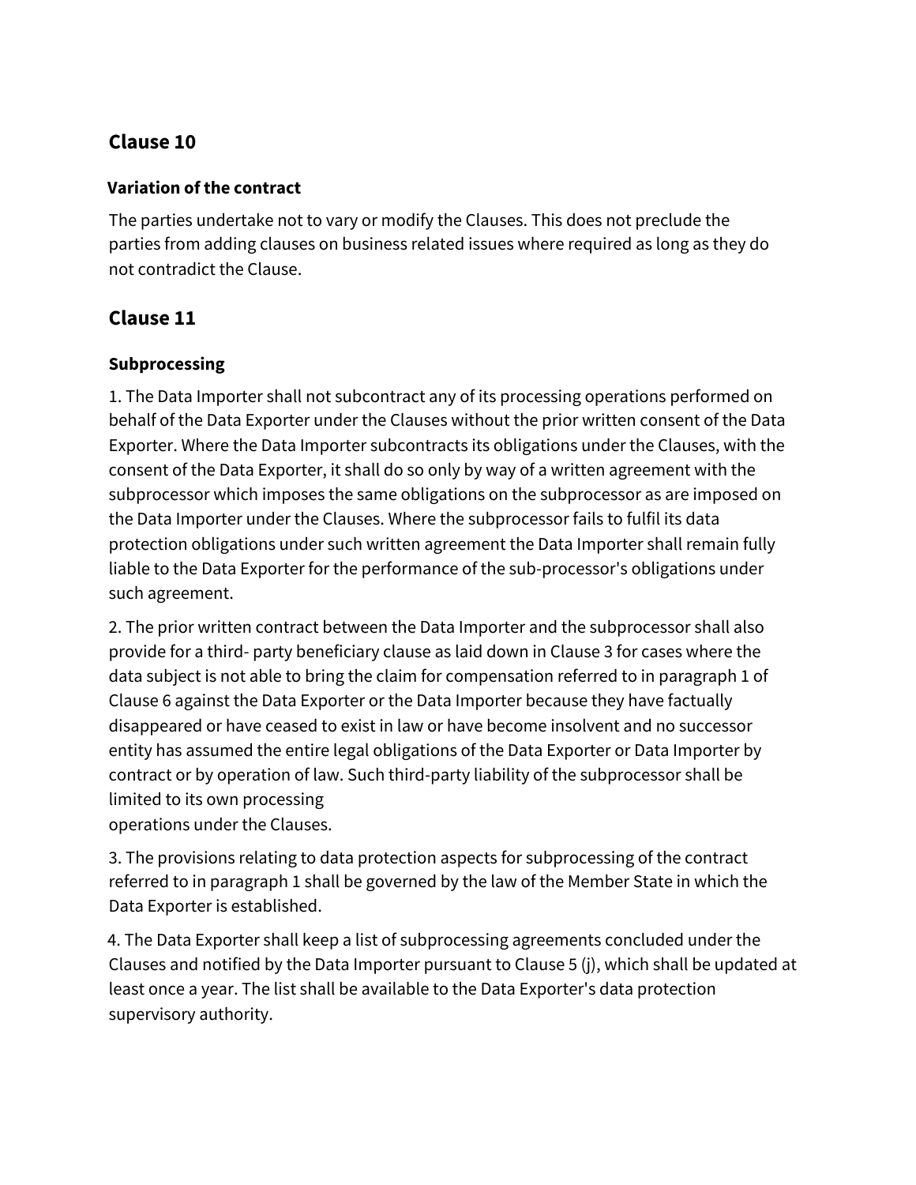## Clause 10

### Variation of the contract

The parties undertake not to vary or modify the Clauses. This does not preclude the parties from adding clauses on business related issues where required as long as they do not contradict the Clause.

## Clause 11

### Subprocessing

1. The Data Importer shall not subcontract any of its processing operations performed on behalf of the Data Exporter under the Clauses without the prior written consent of the Data Exporter. Where the Data Importer subcontracts its obligations under the Clauses, with the consent of the Data Exporter, it shall do so only by way of a written agreement with the subprocessor which imposes the same obligations on the subprocessor as are imposed on the Data Importer under the Clauses. Where the subprocessor fails to fulfil its data protection obligations under such written agreement the Data Importer shall remain fully liable to the Data Exporter for the performance of the sub-processor's obligations under such agreement.

2. The prior written contract between the Data Importer and the subprocessor shall also provide for a third- party beneficiary clause as laid down in Clause 3 for cases where the data subject is not able to bring the claim for compensation referred to in paragraph 1 of Clause 6 against the Data Exporter or the Data Importer because they have factually disappeared or have ceased to exist in law or have become insolvent and no successor entity has assumed the entire legal obligations of the Data Exporter or Data Importer by contract or by operation of law. Such third-party liability of the subprocessor shall be limited to its own processing operations under the Clauses.

3. The provisions relating to data protection aspects for subprocessing of the contract referred to in paragraph 1 shall be governed by the law of the Member State in which the Data Exporter is established.

4. The Data Exporter shall keep a list of subprocessing agreements concluded under the Clauses and notified by the Data Importer pursuant to Clause 5 (j), which shall be updated at least once a year. The list shall be available to the Data Exporter's data protection supervisory authority.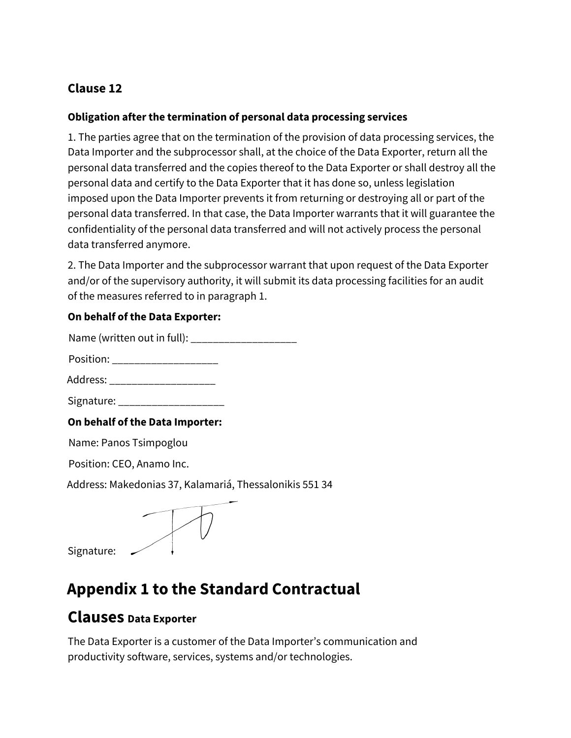### Clause 12

**Obligation after the termination of personal data processing services**

1. The parties agree that on the termination of the provision of data processing services, the Data Importer and the subprocessor shall, at the choice of the Data Exporter, return all the personal data transferred and the copies thereof to the Data Exporter or shall destroy all the personal data and certify to the Data Exporter that it has done so, unless legislation imposed upon the Data Importer prevents it from returning or destroying all or part of the personal data transferred. In that case, the Data Importer warrants that it will guarantee the confidentiality of the personal data transferred and will not actively process the personal data transferred anymore.

2. The Data Importer and the subprocessor warrant that upon request of the Data Exporter and/or of the supervisory authority, it will submit its data processing facilities for an audit of the measures referred to in paragraph 1.

**On behalf of the Data Exporter:**

Name (written out in full): ___________________

Position: ___________________

Address: ___________________

Signature: ___________________

**On behalf of the Data Importer:**

Name: Panos Tsimpoglou

Position: CEO, Anamo Inc.

Address: Makedonias 37, Kalamariá, Thessalonikis 551 34

Signature:

# Appendix 1 to the Standard Contractual Clauses

**Data Exporter**

The Data Exporter is a customer of the Data Importer's communication and productivity software, services, systems and/or technologies.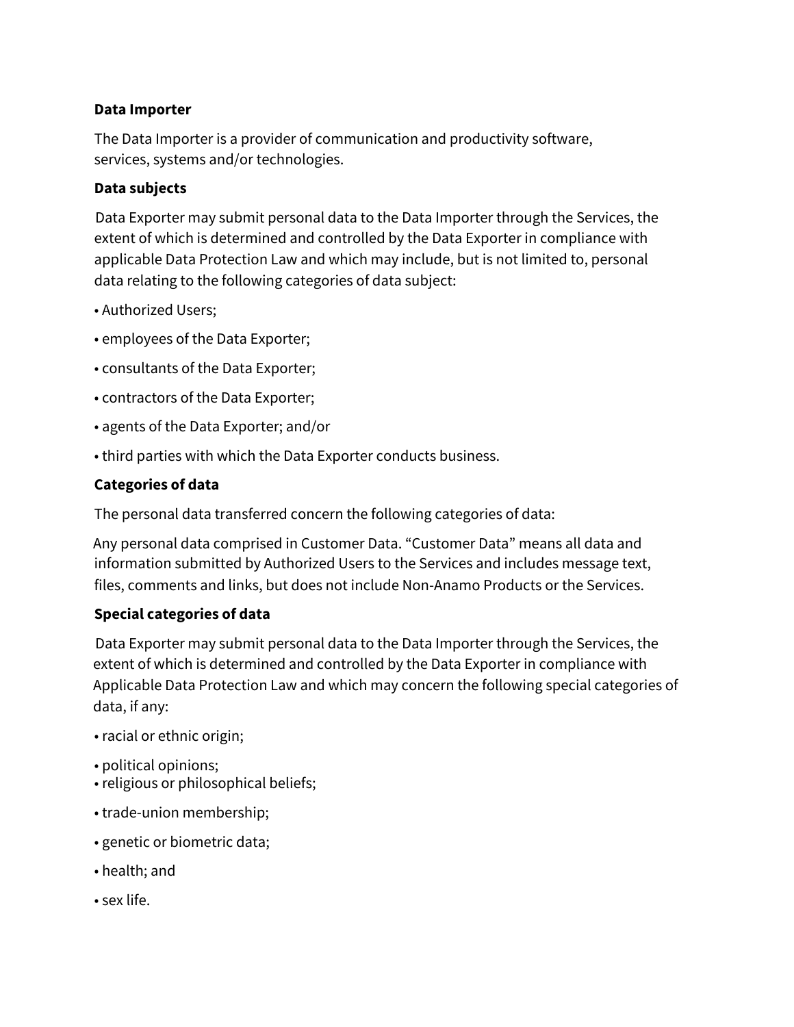**Data Importer**

The Data Importer is a provider of communication and productivity software, services, systems and/or technologies.

**Data subjects**

Data Exporter may submit personal data to the Data Importer through the Services, the extent of which is determined and controlled by the Data Exporter in compliance with applicable Data Protection Law and which may include, but is not limited to, personal data relating to the following categories of data subject:

• Authorized Users;

• employees of the Data Exporter;

• consultants of the Data Exporter;

• contractors of the Data Exporter;

• agents of the Data Exporter; and/or

• third parties with which the Data Exporter conducts business.

**Categories of data**

The personal data transferred concern the following categories of data:

Any personal data comprised in Customer Data. "Customer Data" means all data and information submitted by Authorized Users to the Services and includes message text, files, comments and links, but does not include Non-Anamo Products or the Services.

**Special categories of data**

Data Exporter may submit personal data to the Data Importer through the Services, the extent of which is determined and controlled by the Data Exporter in compliance with Applicable Data Protection Law and which may concern the following special categories of data, if any:

• racial or ethnic origin;

• political opinions;

• religious or philosophical beliefs;

• trade-union membership;

• genetic or biometric data;

• health; and

• sex life.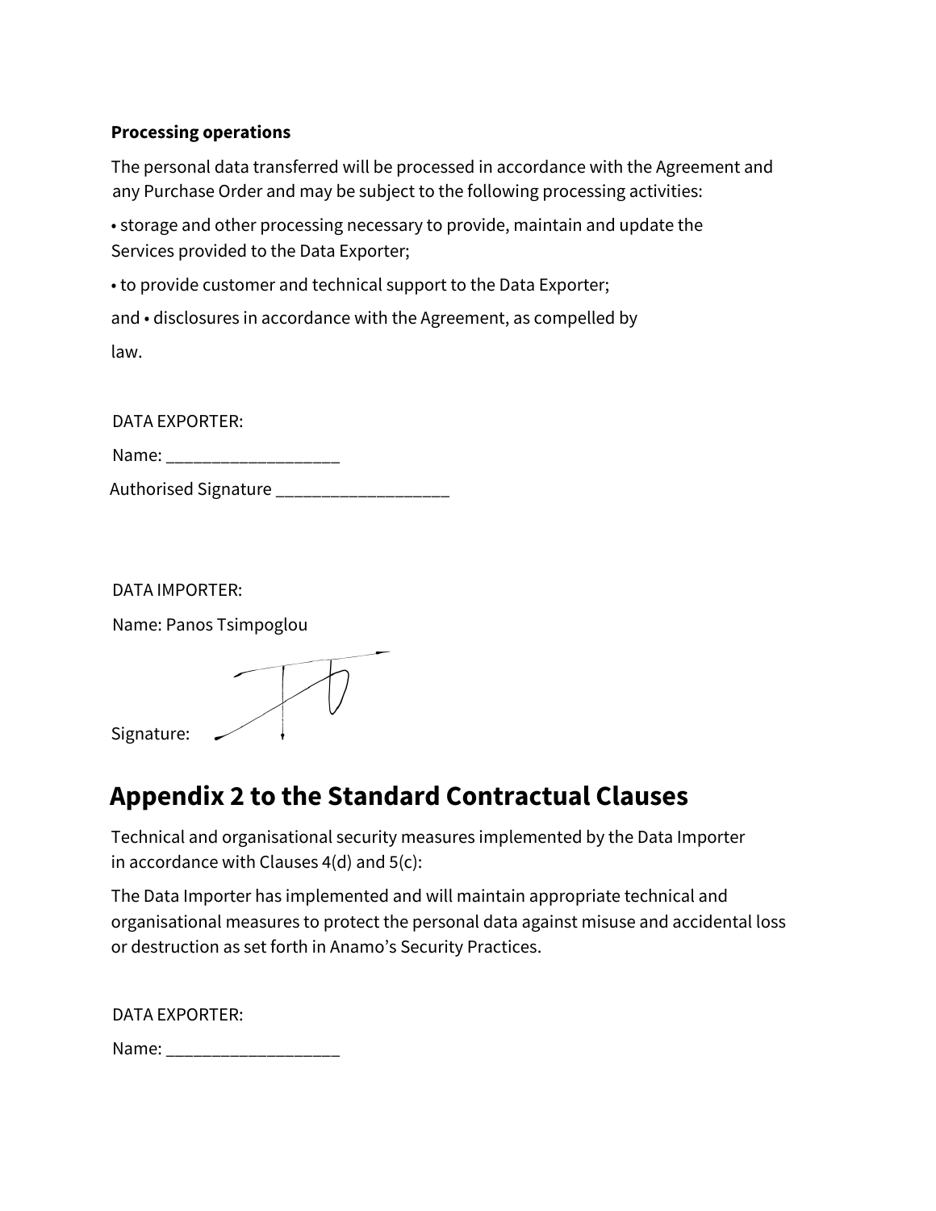**Processing operations**

The personal data transferred will be processed in accordance with the Agreement and any Purchase Order and may be subject to the following processing activities:

• storage and other processing necessary to provide, maintain and update the Services provided to the Data Exporter;

• to provide customer and technical support to the Data Exporter;

and • disclosures in accordance with the Agreement, as compelled by law.

DATA EXPORTER:

Name: ___________________

Authorised Signature ___________________

DATA IMPORTER:

Name: Panos Tsimpoglou

Signature:

# Appendix 2 to the Standard Contractual Clauses

Technical and organisational security measures implemented by the Data Importer in accordance with Clauses 4(d) and 5(c):

The Data Importer has implemented and will maintain appropriate technical and organisational measures to protect the personal data against misuse and accidental loss or destruction as set forth in Anamo's Security Practices.

DATA EXPORTER:

Name: ___________________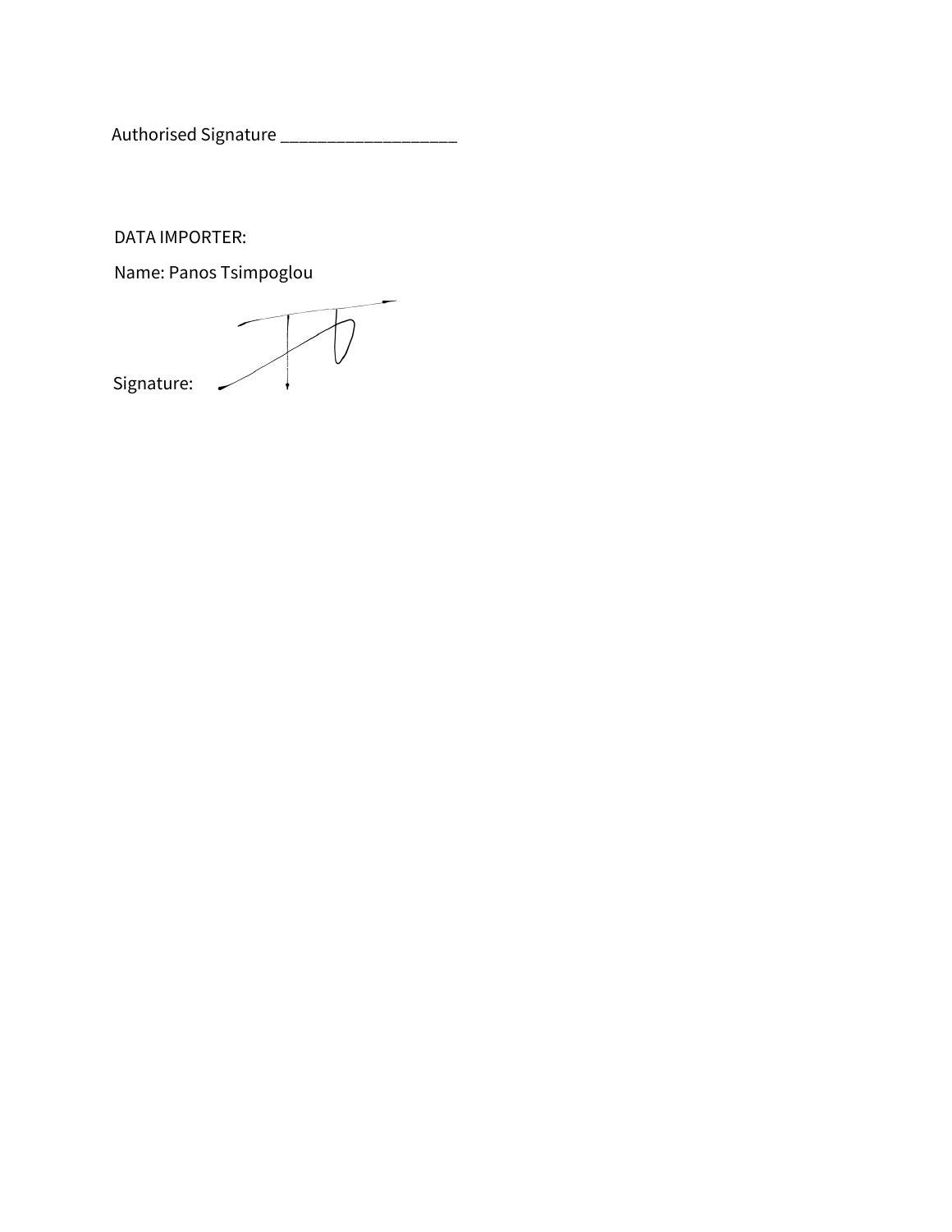Authorised Signature ___________________

DATA IMPORTER:

Name: Panos Tsimpoglou

Signature: